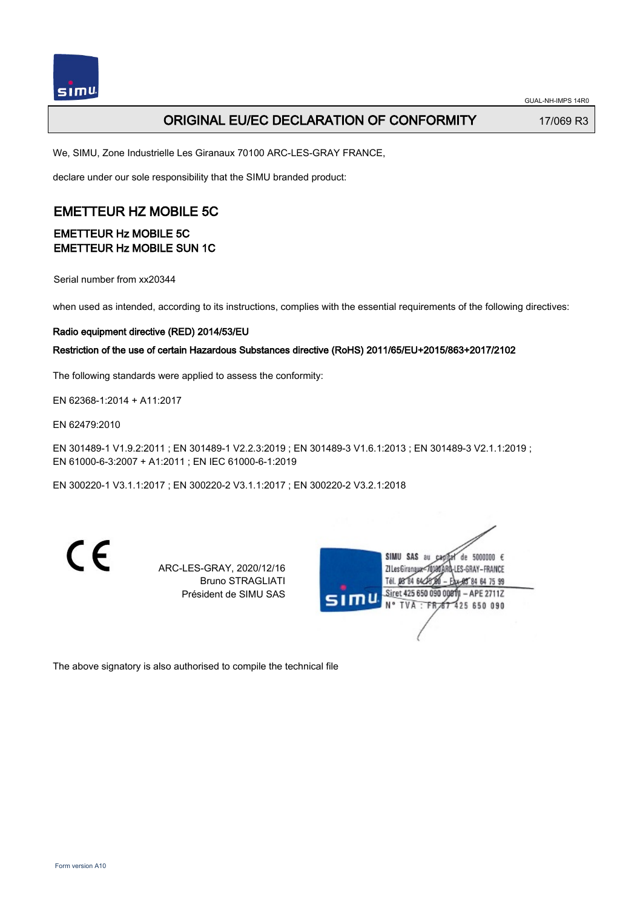GUAL-NH-IMPS 14R0

# ORIGINAL EU/EC DECLARATION OF CONFORMITY

17/069 R3

We, SIMU, Zone Industrielle Les Giranaux 70100 ARC-LES-GRAY FRANCE,

declare under our sole responsibility that the SIMU branded product:

## EMETTEUR HZ MOBILE 5C

### EMETTEUR Hz MOBILE 5C
### EMETTEUR Hz MOBILE SUN 1C

Serial number from xx20344

when used as intended, according to its instructions, complies with the essential requirements of the following directives:

**Radio equipment directive (RED) 2014/53/EU**

**Restriction of the use of certain Hazardous Substances directive (RoHS) 2011/65/EU+2015/863+2017/2102**

The following standards were applied to assess the conformity:

EN 62368-1:2014 + A11:2017

EN 62479:2010

EN 301489-1 V1.9.2:2011 ; EN 301489-1 V2.2.3:2019 ; EN 301489-3 V1.6.1:2013 ; EN 301489-3 V2.1.1:2019 ; EN 61000-6-3:2007 + A1:2011 ; EN IEC 61000-6-1:2019

EN 300220-1 V3.1.1:2017 ; EN 300220-2 V3.1.1:2017 ; EN 300220-2 V3.2.1:2018

CE

ARC-LES-GRAY, 2020/12/16
Bruno STRAGLIATI
Président de SIMU SAS

SIMU SAS au capital de 5000000 €
ZI Les Giranaux 70100 ARC-LES-GRAY-FRANCE
Tél. 03 84 64 75 00 – Fax 03 84 64 75 99
Siret 425 650 090 00011 – APE 2711Z
N° TVA : FR 87 425 650 090

The above signatory is also authorised to compile the technical file

Form version A10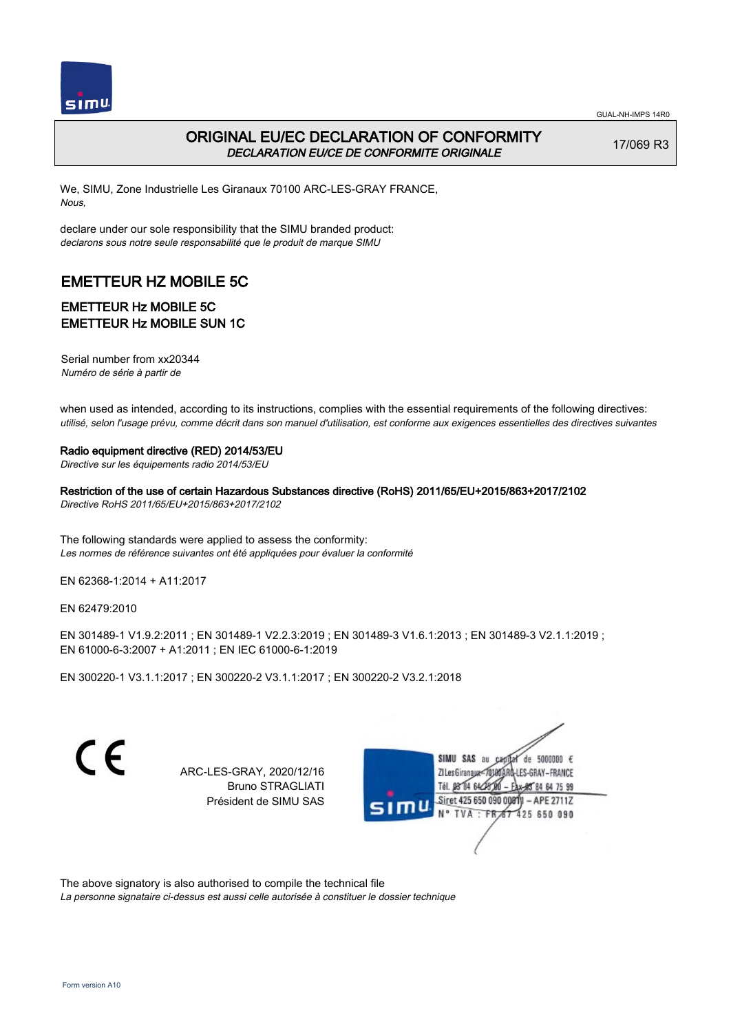# ORIGINAL EU/EC DECLARATION OF CONFORMITY

*DECLARATION EU/CE DE CONFORMITE ORIGINALE*

17/069 R3

We, SIMU, Zone Industrielle Les Giranaux 70100 ARC-LES-GRAY FRANCE,
*Nous,*

declare under our sole responsibility that the SIMU branded product:
*declarons sous notre seule responsabilité que le produit de marque SIMU*

## EMETTEUR HZ MOBILE 5C

### EMETTEUR Hz MOBILE 5C
### EMETTEUR Hz MOBILE SUN 1C

Serial number from xx20344
*Numéro de série à partir de*

when used as intended, according to its instructions, complies with the essential requirements of the following directives:
*utilisé, selon l'usage prévu, comme décrit dans son manuel d'utilisation, est conforme aux exigences essentielles des directives suivantes*

**Radio equipment directive (RED) 2014/53/EU**
*Directive sur les équipements radio 2014/53/EU*

**Restriction of the use of certain Hazardous Substances directive (RoHS) 2011/65/EU+2015/863+2017/2102**
*Directive RoHS 2011/65/EU+2015/863+2017/2102*

The following standards were applied to assess the conformity:
*Les normes de référence suivantes ont été appliquées pour évaluer la conformité*

EN 62368-1:2014 + A11:2017

EN 62479:2010

EN 301489-1 V1.9.2:2011 ; EN 301489-1 V2.2.3:2019 ; EN 301489-3 V1.6.1:2013 ; EN 301489-3 V2.1.1:2019 ;
EN 61000-6-3:2007 + A1:2011 ; EN IEC 61000-6-1:2019

EN 300220-1 V3.1.1:2017 ; EN 300220-2 V3.1.1:2017 ; EN 300220-2 V3.2.1:2018

CE

ARC-LES-GRAY, 2020/12/16
Bruno STRAGLIATI
Président de SIMU SAS

SIMU SAS au capital de 5000000 €
ZI Les Giranaux 70100 ARC-LES-GRAY-FRANCE
Tél. 03 84 64 75 00 – Fax 03 84 64 75 99
Siret 425 650 090 00011 – APE 2711Z
N° TVA : FR 87 425 650 090

The above signatory is also authorised to compile the technical file
*La personne signataire ci-dessus est aussi celle autorisée à constituer le dossier technique*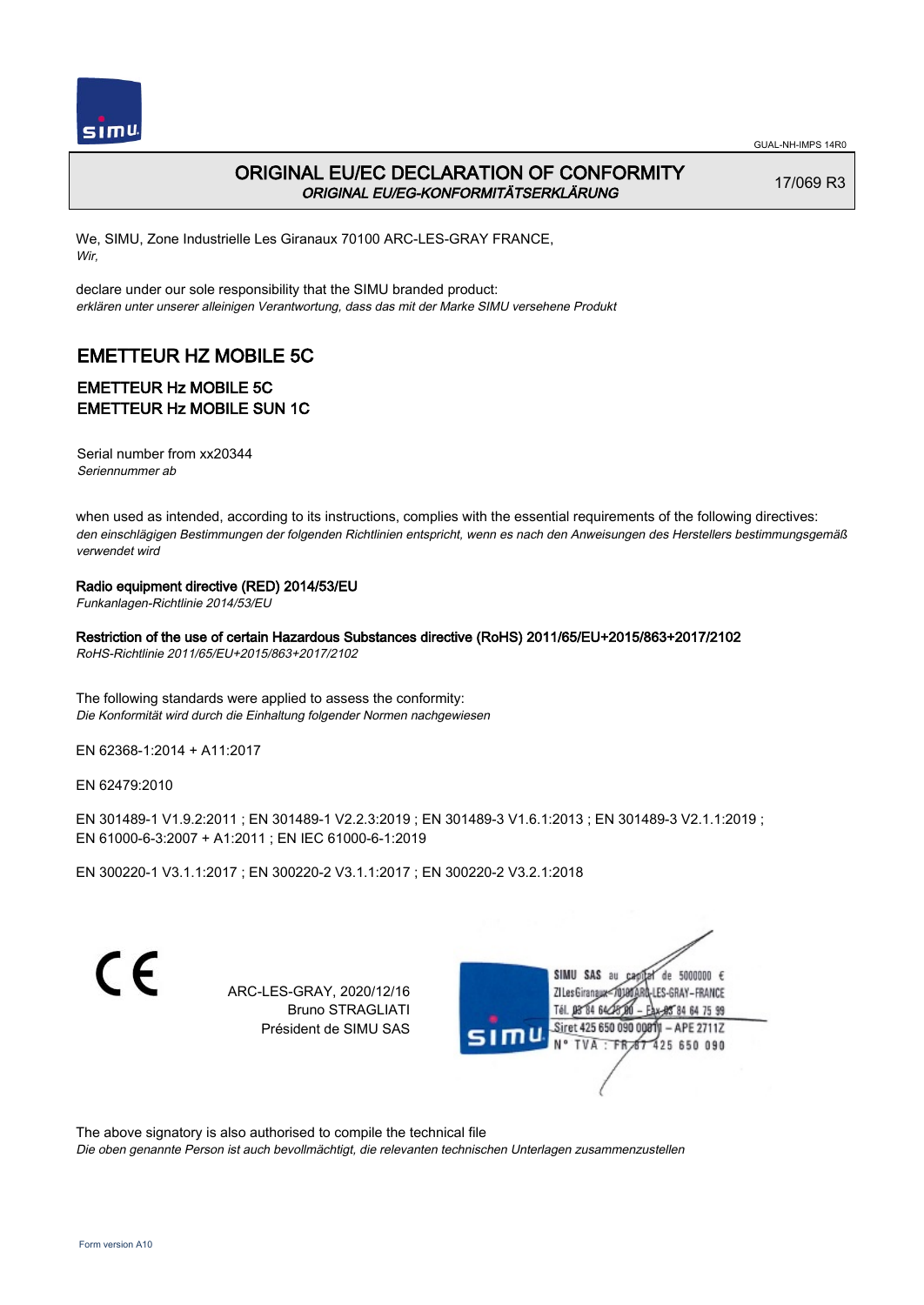GUAL-NH-IMPS 14R0

## ORIGINAL EU/EC DECLARATION OF CONFORMITY
*ORIGINAL EU/EG-KONFORMITÄTSERKLÄRUNG*

17/069 R3

We, SIMU, Zone Industrielle Les Giranaux 70100 ARC-LES-GRAY FRANCE,
*Wir,*

declare under our sole responsibility that the SIMU branded product:
*erklären unter unserer alleinigen Verantwortung, dass das mit der Marke SIMU versehene Produkt*

# EMETTEUR HZ MOBILE 5C

## EMETTEUR Hz MOBILE 5C
## EMETTEUR Hz MOBILE SUN 1C

Serial number from xx20344
*Seriennummer ab*

when used as intended, according to its instructions, complies with the essential requirements of the following directives:
*den einschlägigen Bestimmungen der folgenden Richtlinien entspricht, wenn es nach den Anweisungen des Herstellers bestimmungsgemäß verwendet wird*

**Radio equipment directive (RED) 2014/53/EU**
*Funkanlagen-Richtlinie 2014/53/EU*

**Restriction of the use of certain Hazardous Substances directive (RoHS) 2011/65/EU+2015/863+2017/2102**
*RoHS-Richtlinie 2011/65/EU+2015/863+2017/2102*

The following standards were applied to assess the conformity:
*Die Konformität wird durch die Einhaltung folgender Normen nachgewiesen*

EN 62368-1:2014 + A11:2017

EN 62479:2010

EN 301489-1 V1.9.2:2011 ; EN 301489-1 V2.2.3:2019 ; EN 301489-3 V1.6.1:2013 ; EN 301489-3 V2.1.1:2019 ;
EN 61000-6-3:2007 + A1:2011 ; EN IEC 61000-6-1:2019

EN 300220-1 V3.1.1:2017 ; EN 300220-2 V3.1.1:2017 ; EN 300220-2 V3.2.1:2018

CE

ARC-LES-GRAY, 2020/12/16
Bruno STRAGLIATI
Président de SIMU SAS

SIMU SAS au capital de 5000000 €
ZI Les Giranaux 70100 ARC-LES-GRAY-FRANCE
Tél. 03 84 64 75 00 – Fax 03 84 64 75 99
Siret 425 650 090 00011 – APE 2711Z
N° TVA : FR 87 425 650 090

The above signatory is also authorised to compile the technical file
*Die oben genannte Person ist auch bevollmächtigt, die relevanten technischen Unterlagen zusammenzustellen*

Form version A10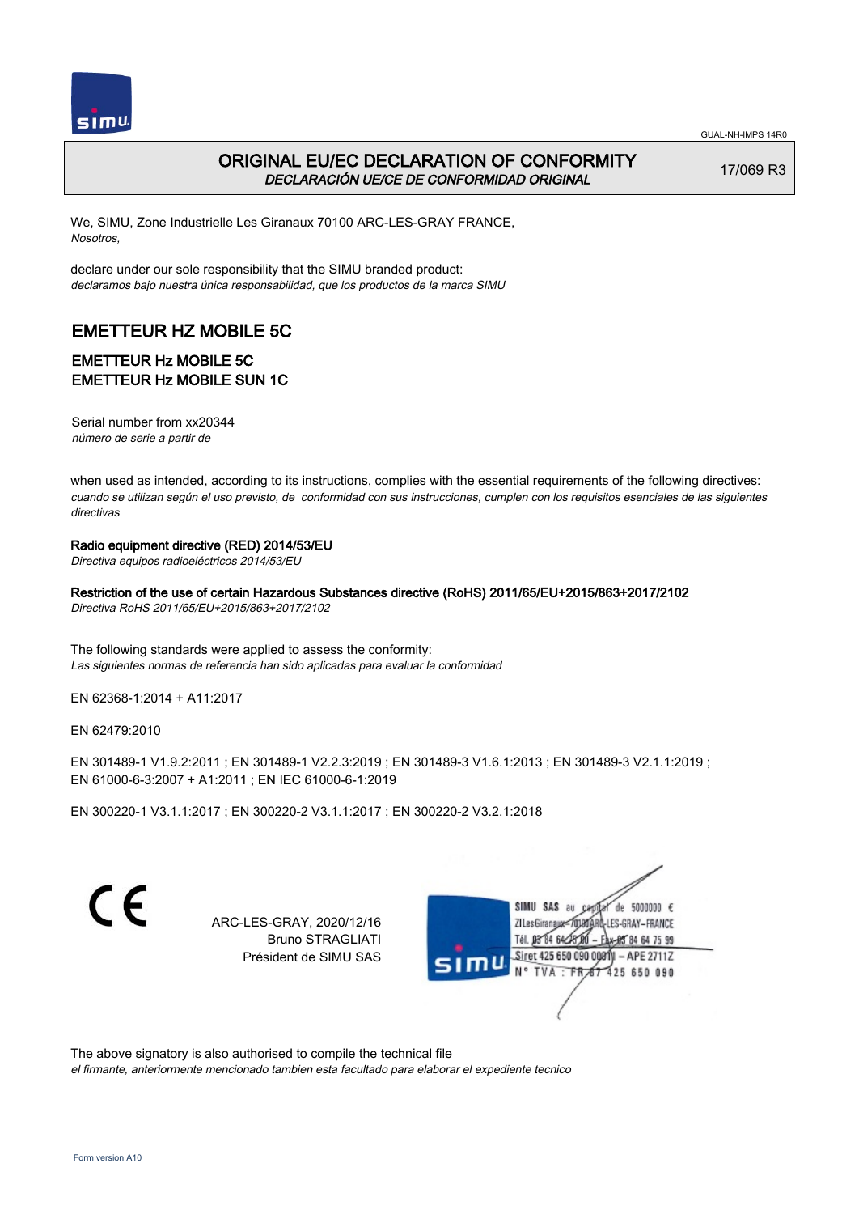GUAL-NH-IMPS 14R0

# ORIGINAL EU/EC DECLARATION OF CONFORMITY
*DECLARACIÓN UE/CE DE CONFORMIDAD ORIGINAL*

17/069 R3

We, SIMU, Zone Industrielle Les Giranaux 70100 ARC-LES-GRAY FRANCE,
*Nosotros,*

declare under our sole responsibility that the SIMU branded product:
*declaramos bajo nuestra única responsabilidad, que los productos de la marca SIMU*

## EMETTEUR HZ MOBILE 5C

### EMETTEUR Hz MOBILE 5C
### EMETTEUR Hz MOBILE SUN 1C

Serial number from xx20344
*número de serie a partir de*

when used as intended, according to its instructions, complies with the essential requirements of the following directives:
*cuando se utilizan según el uso previsto, de conformidad con sus instrucciones, cumplen con los requisitos esenciales de las siguientes directivas*

**Radio equipment directive (RED) 2014/53/EU**
*Directiva equipos radioeléctricos 2014/53/EU*

**Restriction of the use of certain Hazardous Substances directive (RoHS) 2011/65/EU+2015/863+2017/2102**
*Directiva RoHS 2011/65/EU+2015/863+2017/2102*

The following standards were applied to assess the conformity:
*Las siguientes normas de referencia han sido aplicadas para evaluar la conformidad*

EN 62368-1:2014 + A11:2017

EN 62479:2010

EN 301489-1 V1.9.2:2011 ; EN 301489-1 V2.2.3:2019 ; EN 301489-3 V1.6.1:2013 ; EN 301489-3 V2.1.1:2019 ; EN 61000-6-3:2007 + A1:2011 ; EN IEC 61000-6-1:2019

EN 300220-1 V3.1.1:2017 ; EN 300220-2 V3.1.1:2017 ; EN 300220-2 V3.2.1:2018

CE

ARC-LES-GRAY, 2020/12/16
Bruno STRAGLIATI
Président de SIMU SAS

SIMU SAS au capital de 5000000 €
ZI Les Giranaux 70100 ARC-LES-GRAY-FRANCE
Tél. 03 84 64 75 00 – Fax 03 84 64 75 99
Siret 425 650 090 00011 – APE 2711Z
N° TVA : FR 87 425 650 090

The above signatory is also authorised to compile the technical file
*el firmante, anteriormente mencionado tambien esta facultado para elaborar el expediente tecnico*

Form version A10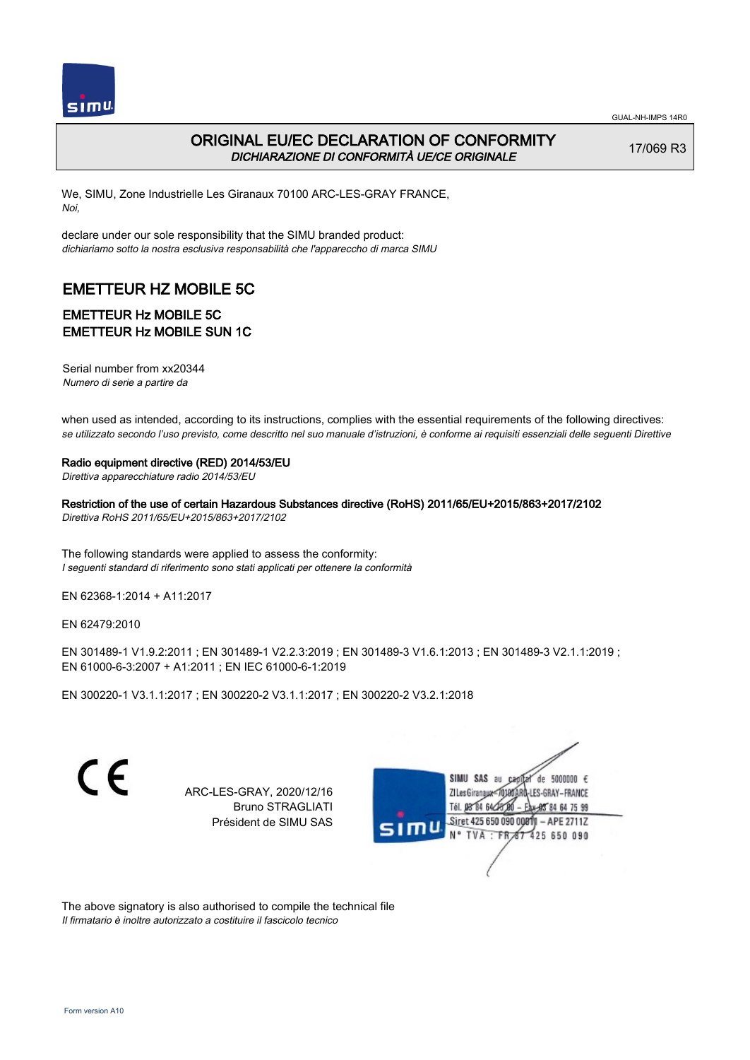GUAL-NH-IMPS 14R0

# ORIGINAL EU/EC DECLARATION OF CONFORMITY

*DICHIARAZIONE DI CONFORMITÀ UE/CE ORIGINALE*

17/069 R3

We, SIMU, Zone Industrielle Les Giranaux 70100 ARC-LES-GRAY FRANCE,
*Noi,*

declare under our sole responsibility that the SIMU branded product:
*dichiariamo sotto la nostra esclusiva responsabilità che l'apparecchio di marca SIMU*

## EMETTEUR HZ MOBILE 5C

### EMETTEUR Hz MOBILE 5C
### EMETTEUR Hz MOBILE SUN 1C

Serial number from xx20344
*Numero di serie a partire da*

when used as intended, according to its instructions, complies with the essential requirements of the following directives:
*se utilizzato secondo l'uso previsto, come descritto nel suo manuale d'istruzioni, è conforme ai requisiti essenziali delle seguenti Direttive*

**Radio equipment directive (RED) 2014/53/EU**
*Direttiva apparecchiature radio 2014/53/EU*

**Restriction of the use of certain Hazardous Substances directive (RoHS) 2011/65/EU+2015/863+2017/2102**
*Direttiva RoHS 2011/65/EU+2015/863+2017/2102*

The following standards were applied to assess the conformity:
*I seguenti standard di riferimento sono stati applicati per ottenere la conformità*

EN 62368-1:2014 + A11:2017

EN 62479:2010

EN 301489-1 V1.9.2:2011 ; EN 301489-1 V2.2.3:2019 ; EN 301489-3 V1.6.1:2013 ; EN 301489-3 V2.1.1:2019 ;
EN 61000-6-3:2007 + A1:2011 ; EN IEC 61000-6-1:2019

EN 300220-1 V3.1.1:2017 ; EN 300220-2 V3.1.1:2017 ; EN 300220-2 V3.2.1:2018

ARC-LES-GRAY, 2020/12/16
Bruno STRAGLIATI
Président de SIMU SAS

SIMU SAS au capital de 5000000 €
ZI Les Giranaux 70100 ARC-LES-GRAY-FRANCE
Tél. 03 84 64 75 00 – Fax 03 84 64 75 99
Siret 425 650 090 00011 – APE 2711Z
N° TVA : FR 87 425 650 090

The above signatory is also authorised to compile the technical file
*Il firmatario è inoltre autorizzato a costituire il fascicolo tecnico*

Form version A10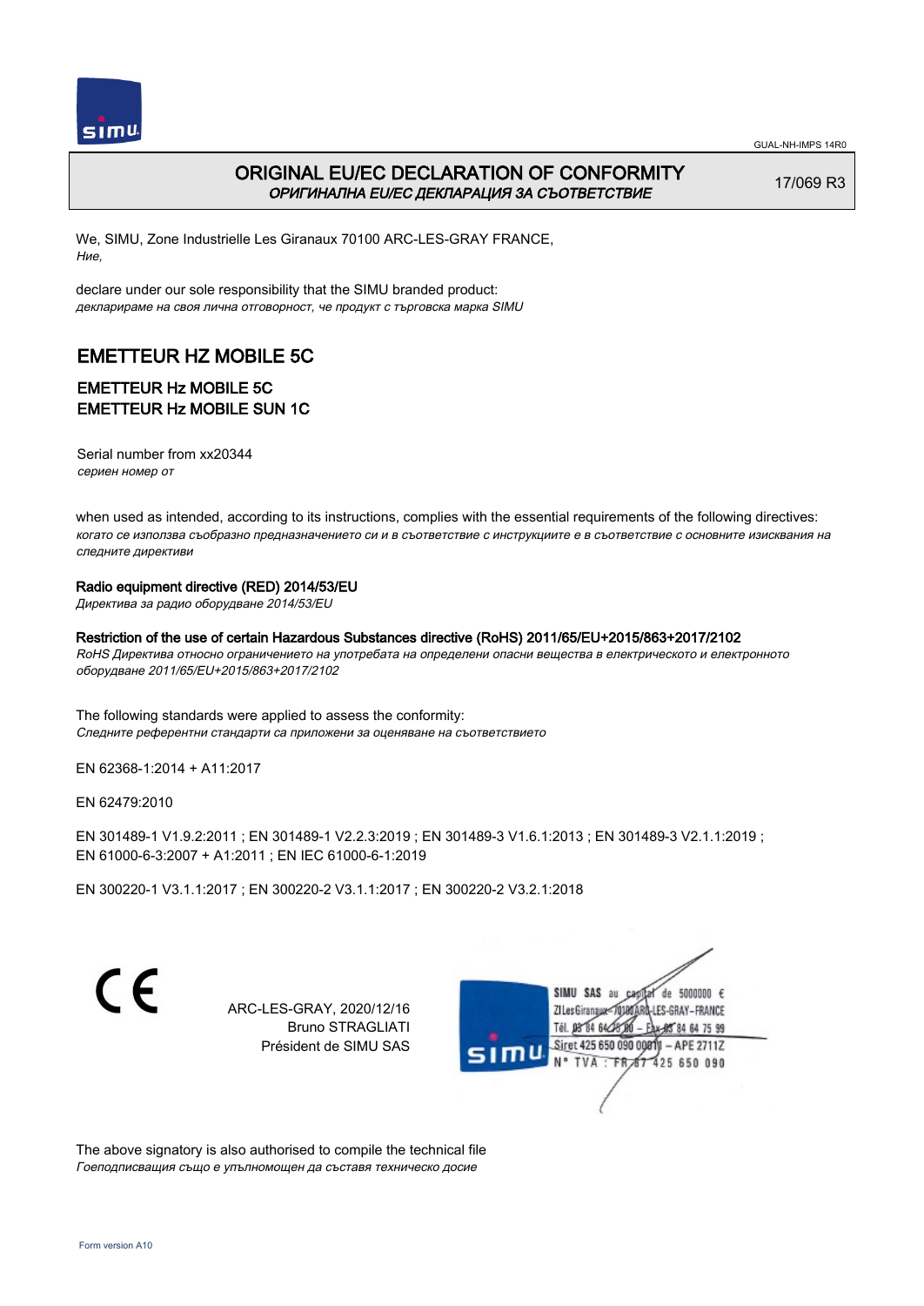GUAL-NH-IMPS 14R0

# ORIGINAL EU/EC DECLARATION OF CONFORMITY
*ОРИГИНАЛНА EU/EC ДЕКЛАРАЦИЯ ЗА СЪОТВЕТСТВИЕ*

17/069 R3

We, SIMU, Zone Industrielle Les Giranaux 70100 ARC-LES-GRAY FRANCE,
*Ние,*

declare under our sole responsibility that the SIMU branded product:
*декларираме на своя лична отговорност, че продукт с търговска марка SIMU*

## EMETTEUR HZ MOBILE 5C

### EMETTEUR Hz MOBILE 5C
### EMETTEUR Hz MOBILE SUN 1C

Serial number from xx20344
*сериен номер от*

when used as intended, according to its instructions, complies with the essential requirements of the following directives:
*когато се използва съобразно предназначението си и в съответствие с инструкциите е в съответствие с основните изисквания на следните директиви*

**Radio equipment directive (RED) 2014/53/EU**
*Директива за радио оборудване 2014/53/EU*

**Restriction of the use of certain Hazardous Substances directive (RoHS) 2011/65/EU+2015/863+2017/2102**
*RoHS Директива относно ограничението на употребата на определени опасни вещества в електрическото и електронното оборудване 2011/65/EU+2015/863+2017/2102*

The following standards were applied to assess the conformity:
*Следните референтни стандарти са приложени за оценяване на съответствието*

EN 62368-1:2014 + A11:2017

EN 62479:2010

EN 301489-1 V1.9.2:2011 ; EN 301489-1 V2.2.3:2019 ; EN 301489-3 V1.6.1:2013 ; EN 301489-3 V2.1.1:2019 ; EN 61000-6-3:2007 + A1:2011 ; EN IEC 61000-6-1:2019

EN 300220-1 V3.1.1:2017 ; EN 300220-2 V3.1.1:2017 ; EN 300220-2 V3.2.1:2018

CE

ARC-LES-GRAY, 2020/12/16
Bruno STRAGLIATI
Président de SIMU SAS

SIMU SAS au capital de 5000000 €
ZI Les Giranaux 70100 ARC-LES-GRAY-FRANCE
Tél. 03 84 64 75 00 – Fax 03 84 64 75 99
Siret 425 650 090 00011 – APE 2711Z
N° TVA : FR 87 425 650 090

The above signatory is also authorised to compile the technical file
*Гоеподписващия също е упълномощен да съставя техническо досие*

Form version A10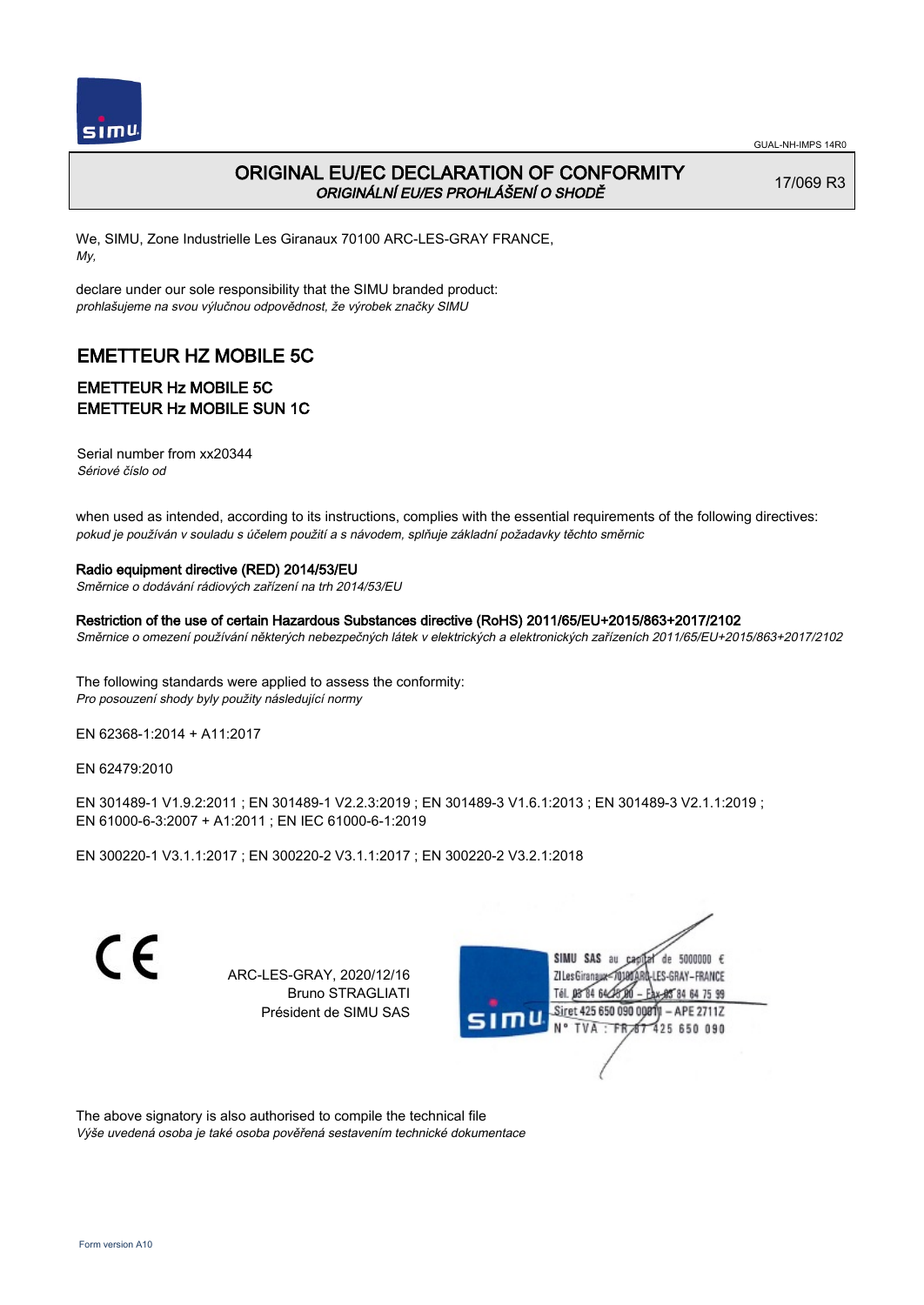GUAL-NH-IMPS 14R0

# ORIGINAL EU/EC DECLARATION OF CONFORMITY

*ORIGINÁLNÍ EU/ES PROHLÁŠENÍ O SHODĚ*

17/069 R3

We, SIMU, Zone Industrielle Les Giranaux 70100 ARC-LES-GRAY FRANCE,
*My,*

declare under our sole responsibility that the SIMU branded product:
*prohlašujeme na svou výlučnou odpovědnost, že výrobek značky SIMU*

## EMETTEUR HZ MOBILE 5C

### EMETTEUR Hz MOBILE 5C
### EMETTEUR Hz MOBILE SUN 1C

Serial number from xx20344
*Sériové číslo od*

when used as intended, according to its instructions, complies with the essential requirements of the following directives:
*pokud je používán v souladu s účelem použití a s návodem, splňuje základní požadavky těchto směrnic*

**Radio equipment directive (RED) 2014/53/EU**
*Směrnice o dodávání rádiových zařízení na trh 2014/53/EU*

**Restriction of the use of certain Hazardous Substances directive (RoHS) 2011/65/EU+2015/863+2017/2102**
*Směrnice o omezení používání některých nebezpečných látek v elektrických a elektronických zařízeních 2011/65/EU+2015/863+2017/2102*

The following standards were applied to assess the conformity:
*Pro posouzení shody byly použity následující normy*

EN 62368-1:2014 + A11:2017

EN 62479:2010

EN 301489-1 V1.9.2:2011 ; EN 301489-1 V2.2.3:2019 ; EN 301489-3 V1.6.1:2013 ; EN 301489-3 V2.1.1:2019 ;
EN 61000-6-3:2007 + A1:2011 ; EN IEC 61000-6-1:2019

EN 300220-1 V3.1.1:2017 ; EN 300220-2 V3.1.1:2017 ; EN 300220-2 V3.2.1:2018

CE

ARC-LES-GRAY, 2020/12/16
Bruno STRAGLIATI
Président de SIMU SAS

SIMU SAS au capital de 5000000 €
ZI Les Giranaux 70100 ARC-LES-GRAY - FRANCE
Tél. 03 84 64 75 00 - Fax 03 84 64 75 99
Siret 425 650 090 00011 - APE 2711Z
N° TVA : FR 87 425 650 090

The above signatory is also authorised to compile the technical file
*Výše uvedená osoba je také osoba pověřená sestavením technické dokumentace*

Form version A10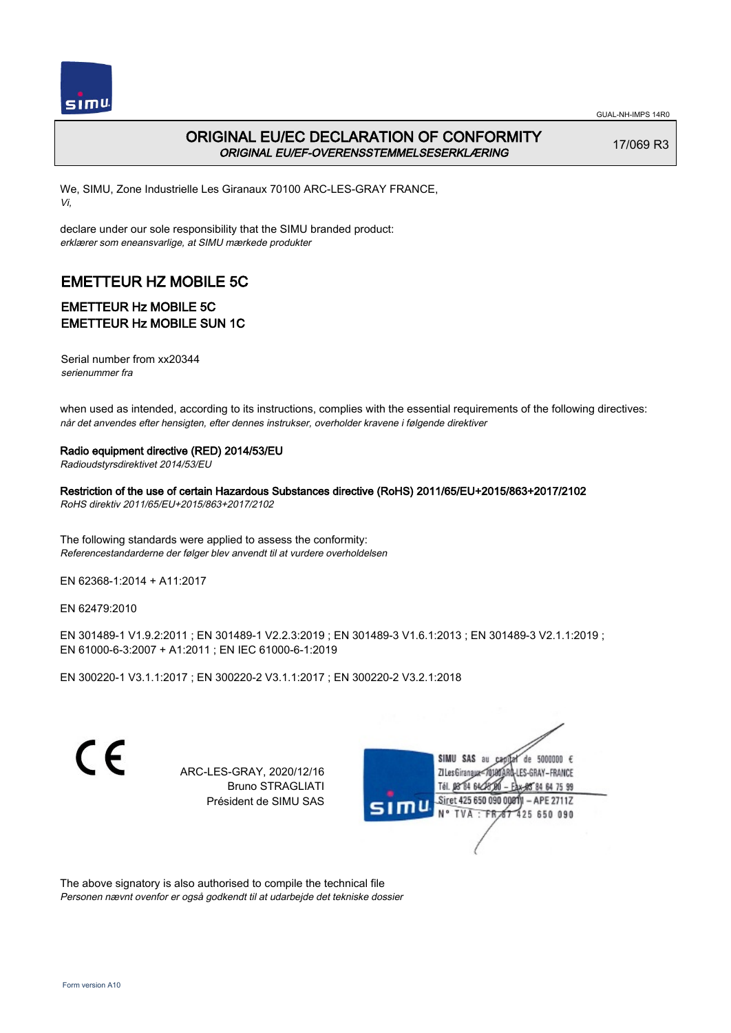GUAL-NH-IMPS 14R0

# ORIGINAL EU/EC DECLARATION OF CONFORMITY

***ORIGINAL EU/EF-OVERENSSTEMMELSESERKLÆRING***

17/069 R3

We, SIMU, Zone Industrielle Les Giranaux 70100 ARC-LES-GRAY FRANCE,
*Vi,*

declare under our sole responsibility that the SIMU branded product:
*erklærer som eneansvarlige, at SIMU mærkede produkter*

## EMETTEUR HZ MOBILE 5C

### EMETTEUR Hz MOBILE 5C
### EMETTEUR Hz MOBILE SUN 1C

Serial number from xx20344
*serienummer fra*

when used as intended, according to its instructions, complies with the essential requirements of the following directives:
*når det anvendes efter hensigten, efter dennes instrukser, overholder kravene i følgende direktiver*

**Radio equipment directive (RED) 2014/53/EU**
*Radioudstyrsdirektivet 2014/53/EU*

**Restriction of the use of certain Hazardous Substances directive (RoHS) 2011/65/EU+2015/863+2017/2102**
*RoHS direktiv 2011/65/EU+2015/863+2017/2102*

The following standards were applied to assess the conformity:
*Referencestandarderne der følger blev anvendt til at vurdere overholdelsen*

EN 62368-1:2014 + A11:2017

EN 62479:2010

EN 301489-1 V1.9.2:2011 ; EN 301489-1 V2.2.3:2019 ; EN 301489-3 V1.6.1:2013 ; EN 301489-3 V2.1.1:2019 ;
EN 61000-6-3:2007 + A1:2011 ; EN IEC 61000-6-1:2019

EN 300220-1 V3.1.1:2017 ; EN 300220-2 V3.1.1:2017 ; EN 300220-2 V3.2.1:2018

ARC-LES-GRAY, 2020/12/16
Bruno STRAGLIATI
Président de SIMU SAS

The above signatory is also authorised to compile the technical file
*Personen nævnt ovenfor er også godkendt til at udarbejde det tekniske dossier*

Form version A10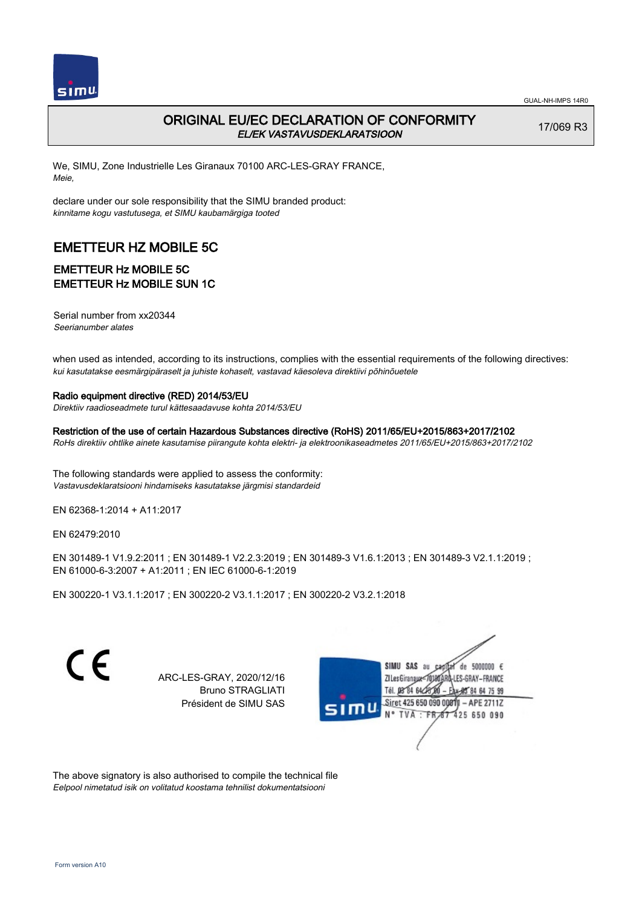GUAL-NH-IMPS 14R0

# ORIGINAL EU/EC DECLARATION OF CONFORMITY
*EL/EK VASTAVUSDEKLARATSIOON*

17/069 R3

We, SIMU, Zone Industrielle Les Giranaux 70100 ARC-LES-GRAY FRANCE,
*Meie,*

declare under our sole responsibility that the SIMU branded product:
*kinnitame kogu vastutusega, et SIMU kaubamärgiga tooted*

## EMETTEUR HZ MOBILE 5C

### EMETTEUR Hz MOBILE 5C
### EMETTEUR Hz MOBILE SUN 1C

Serial number from xx20344
*Seerianumber alates*

when used as intended, according to its instructions, complies with the essential requirements of the following directives:
*kui kasutatakse eesmärgipäraselt ja juhiste kohaselt, vastavad käesoleva direktiivi põhinõuetele*

**Radio equipment directive (RED) 2014/53/EU**
*Direktiiv raadioseadmete turul kättesaadavuse kohta 2014/53/EU*

**Restriction of the use of certain Hazardous Substances directive (RoHS) 2011/65/EU+2015/863+2017/2102**
*RoHs direktiiv ohtlike ainete kasutamise piirangute kohta elektri- ja elektroonikaseadmetes 2011/65/EU+2015/863+2017/2102*

The following standards were applied to assess the conformity:
*Vastavusdeklaratsiooni hindamiseks kasutatakse järgmisi standardeid*

EN 62368-1:2014 + A11:2017

EN 62479:2010

EN 301489-1 V1.9.2:2011 ; EN 301489-1 V2.2.3:2019 ; EN 301489-3 V1.6.1:2013 ; EN 301489-3 V2.1.1:2019 ;
EN 61000-6-3:2007 + A1:2011 ; EN IEC 61000-6-1:2019

EN 300220-1 V3.1.1:2017 ; EN 300220-2 V3.1.1:2017 ; EN 300220-2 V3.2.1:2018

ARC-LES-GRAY, 2020/12/16
Bruno STRAGLIATI
Président de SIMU SAS

SIMU SAS au capital de 5000000 €
ZI Les Giranaux 70100 ARC-LES-GRAY-FRANCE
Tél. 03 84 64 75 00 – Fax 03 84 64 75 99
Siret 425 650 090 00011 – APE 2711Z
N° TVA : FR 87 425 650 090

The above signatory is also authorised to compile the technical file
*Eelpool nimetatud isik on volitatud koostama tehnilist dokumentatsiooni*

Form version A10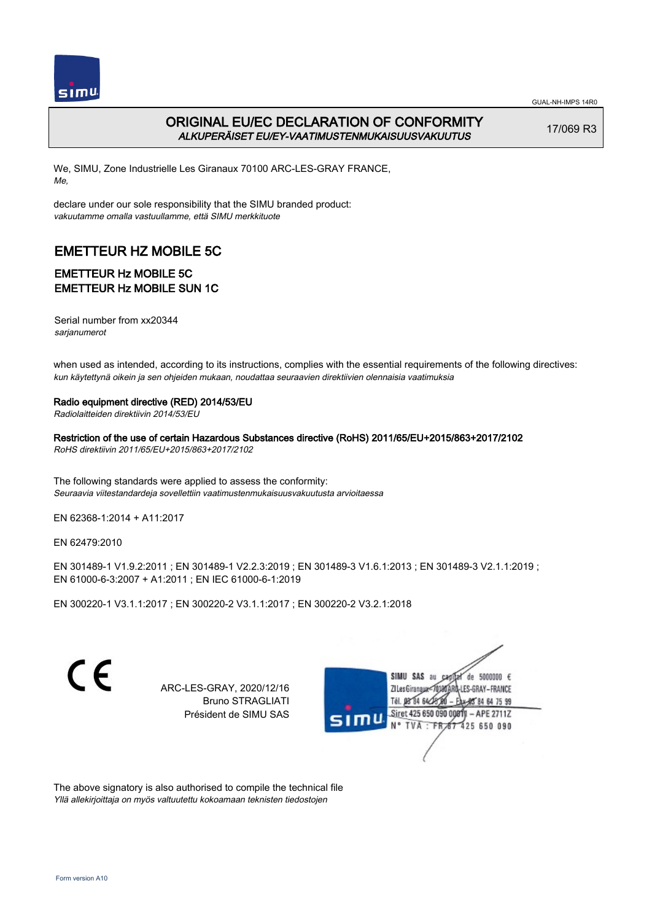# ORIGINAL EU/EC DECLARATION OF CONFORMITY

*ALKUPERÄISET EU/EY-VAATIMUSTENMUKAISUUSVAKUUTUS*

17/069 R3

We, SIMU, Zone Industrielle Les Giranaux 70100 ARC-LES-GRAY FRANCE,
*Me,*

declare under our sole responsibility that the SIMU branded product:
*vakuutamme omalla vastuullamme, että SIMU merkkituote*

## EMETTEUR HZ MOBILE 5C

### EMETTEUR Hz MOBILE 5C
### EMETTEUR Hz MOBILE SUN 1C

Serial number from xx20344
*sarjanumerot*

when used as intended, according to its instructions, complies with the essential requirements of the following directives:
*kun käytettynä oikein ja sen ohjeiden mukaan, noudattaa seuraavien direktiivien olennaisia vaatimuksia*

**Radio equipment directive (RED) 2014/53/EU**
*Radiolaitteiden direktiivin 2014/53/EU*

**Restriction of the use of certain Hazardous Substances directive (RoHS) 2011/65/EU+2015/863+2017/2102**
*RoHS direktiivin 2011/65/EU+2015/863+2017/2102*

The following standards were applied to assess the conformity:
*Seuraavia viitestandardeja sovellettiin vaatimustenmukaisuusvakuutusta arvioitaessa*

EN 62368-1:2014 + A11:2017

EN 62479:2010

EN 301489-1 V1.9.2:2011 ; EN 301489-1 V2.2.3:2019 ; EN 301489-3 V1.6.1:2013 ; EN 301489-3 V2.1.1:2019 ;
EN 61000-6-3:2007 + A1:2011 ; EN IEC 61000-6-1:2019

EN 300220-1 V3.1.1:2017 ; EN 300220-2 V3.1.1:2017 ; EN 300220-2 V3.2.1:2018

CE

ARC-LES-GRAY, 2020/12/16
Bruno STRAGLIATI
Président de SIMU SAS

SIMU SAS au capital de 5000000 €
ZI Les Giranaux 70100 ARC-LES-GRAY-FRANCE
Tél. 03 84 64 75 00 – Fax 03 84 64 75 99
Siret 425 650 090 00011 – APE 2711Z
N° TVA : FR 87 425 650 090

The above signatory is also authorised to compile the technical file
*Yllä allekirjoittaja on myös valtuutettu kokoamaan teknisten tiedostojen*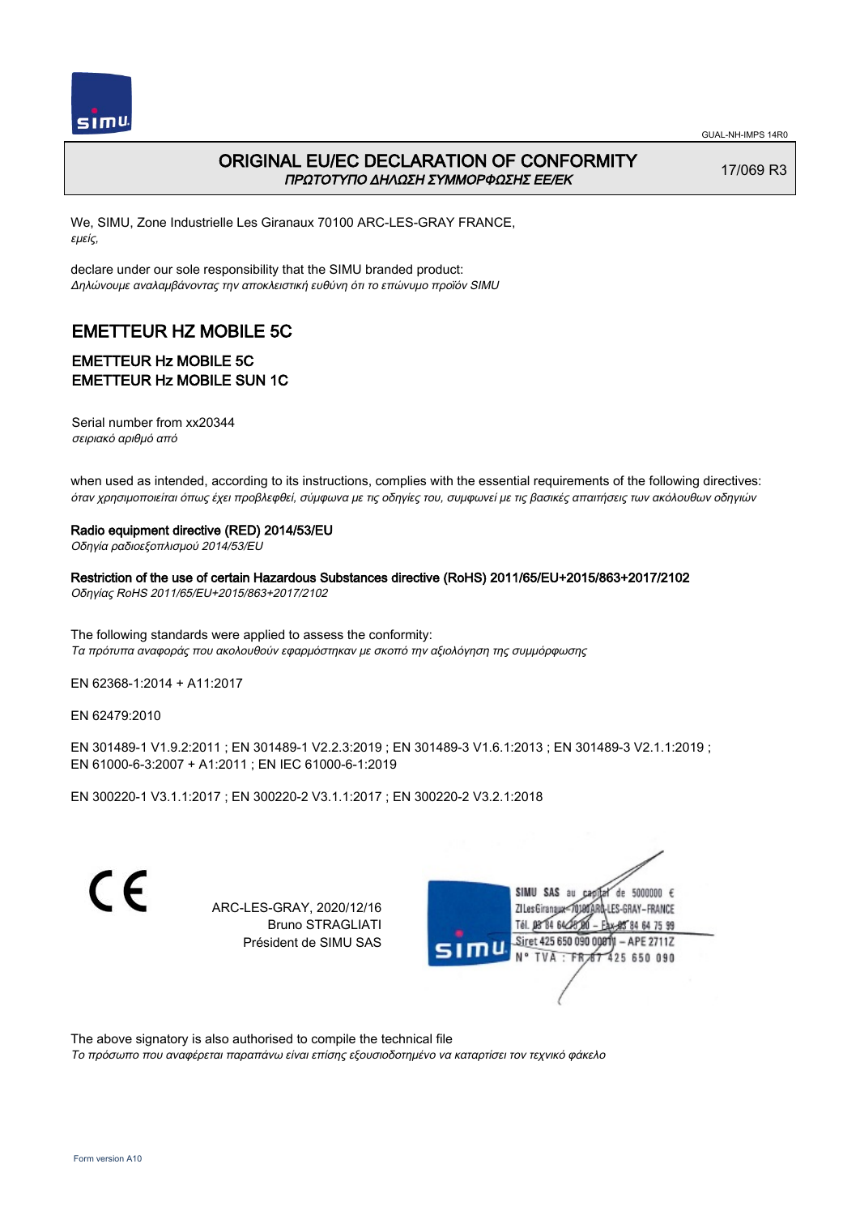GUAL-NH-IMPS 14R0

## ORIGINAL EU/EC DECLARATION OF CONFORMITY
*ΠΡΩΤΟΤΥΠΟ ΔΗΛΩΣΗ ΣΥΜΜΟΡΦΩΣΗΣ ΕΕ/ΕΚ*

17/069 R3

We, SIMU, Zone Industrielle Les Giranaux 70100 ARC-LES-GRAY FRANCE,
*εμείς,*

declare under our sole responsibility that the SIMU branded product:
*Δηλώνουμε αναλαμβάνοντας την αποκλειστική ευθύνη ότι το επώνυμο προϊόν SIMU*

# EMETTEUR HZ MOBILE 5C

### EMETTEUR Hz MOBILE 5C
### EMETTEUR Hz MOBILE SUN 1C

Serial number from xx20344
*σειριακό αριθμό από*

when used as intended, according to its instructions, complies with the essential requirements of the following directives:
*όταν χρησιμοποιείται όπως έχει προβλεφθεί, σύμφωνα με τις οδηγίες του, συμφωνεί με τις βασικές απαιτήσεις των ακόλουθων οδηγιών*

**Radio equipment directive (RED) 2014/53/EU**
*Οδηγία ραδιοεξοπλισμού 2014/53/EU*

**Restriction of the use of certain Hazardous Substances directive (RoHS) 2011/65/EU+2015/863+2017/2102**
*Οδηγίας RoHS 2011/65/EU+2015/863+2017/2102*

The following standards were applied to assess the conformity:
*Τα πρότυπα αναφοράς που ακολουθούν εφαρμόστηκαν με σκοπό την αξιολόγηση της συμμόρφωσης*

EN 62368-1:2014 + A11:2017

EN 62479:2010

EN 301489-1 V1.9.2:2011 ; EN 301489-1 V2.2.3:2019 ; EN 301489-3 V1.6.1:2013 ; EN 301489-3 V2.1.1:2019 ;
EN 61000-6-3:2007 + A1:2011 ; EN IEC 61000-6-1:2019

EN 300220-1 V3.1.1:2017 ; EN 300220-2 V3.1.1:2017 ; EN 300220-2 V3.2.1:2018

CE

ARC-LES-GRAY, 2020/12/16
Bruno STRAGLIATI
Président de SIMU SAS

SIMU SAS au capital de 5000000 €
ZI Les Giranaux 70100 ARC-LES-GRAY-FRANCE
Tél. 03 84 64 75 00 – Fax 03 84 64 75 99
Siret 425 650 090 00011 – APE 2711Z
N° TVA : FR 87 425 650 090

The above signatory is also authorised to compile the technical file
*Το πρόσωπο που αναφέρεται παραπάνω είναι επίσης εξουσιοδοτημένο να καταρτίσει τον τεχνικό φάκελο*

Form version A10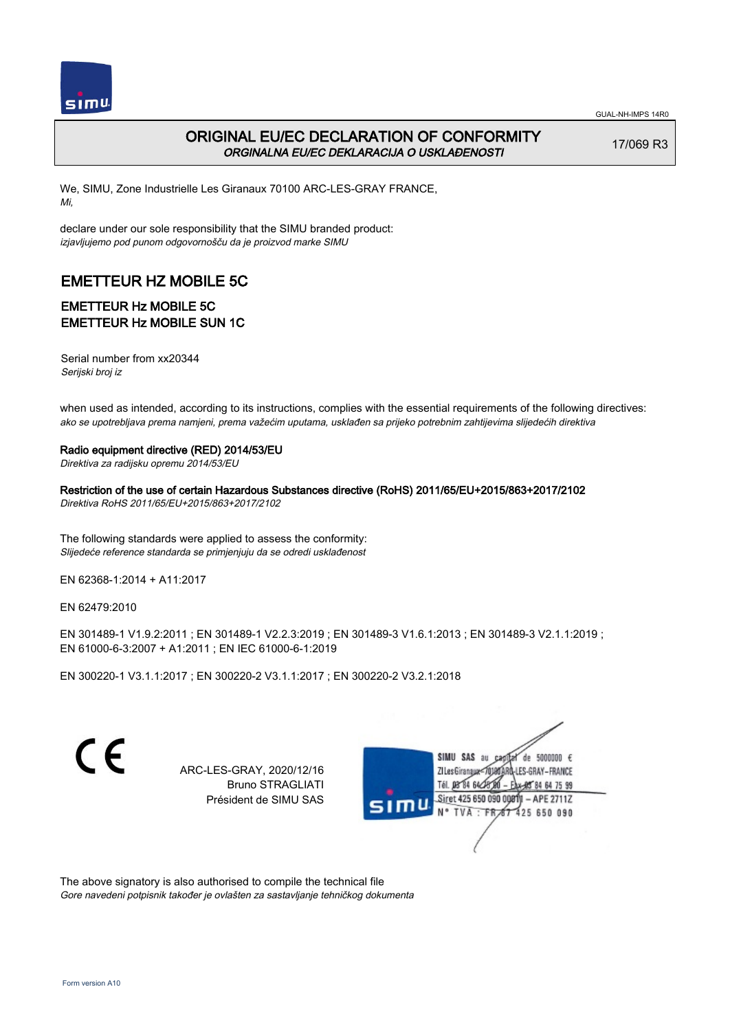# ORIGINAL EU/EC DECLARATION OF CONFORMITY

*ORGINALNA EU/EC DEKLARACIJA O USKLAĐENOSTI*

17/069 R3

We, SIMU, Zone Industrielle Les Giranaux 70100 ARC-LES-GRAY FRANCE,
*Mi,*

declare under our sole responsibility that the SIMU branded product:
*izjavljujemo pod punom odgovornošču da je proizvod marke SIMU*

## EMETTEUR HZ MOBILE 5C

### EMETTEUR Hz MOBILE 5C
### EMETTEUR Hz MOBILE SUN 1C

Serial number from xx20344
*Serijski broj iz*

when used as intended, according to its instructions, complies with the essential requirements of the following directives:
*ako se upotrebljava prema namjeni, prema važećim uputama, usklađen sa prijeko potrebnim zahtijevima slijedećih direktiva*

**Radio equipment directive (RED) 2014/53/EU**
*Direktiva za radijsku opremu 2014/53/EU*

**Restriction of the use of certain Hazardous Substances directive (RoHS) 2011/65/EU+2015/863+2017/2102**
*Direktiva RoHS 2011/65/EU+2015/863+2017/2102*

The following standards were applied to assess the conformity:
*Slijedeće reference standarda se primjenjuju da se odredi usklađenost*

EN 62368-1:2014 + A11:2017

EN 62479:2010

EN 301489-1 V1.9.2:2011 ; EN 301489-1 V2.2.3:2019 ; EN 301489-3 V1.6.1:2013 ; EN 301489-3 V2.1.1:2019 ;
EN 61000-6-3:2007 + A1:2011 ; EN IEC 61000-6-1:2019

EN 300220-1 V3.1.1:2017 ; EN 300220-2 V3.1.1:2017 ; EN 300220-2 V3.2.1:2018

ARC-LES-GRAY, 2020/12/16
Bruno STRAGLIATI
Président de SIMU SAS

SIMU SAS au capital de 5000000 €
ZI Les Giranaux 70100 ARC-LES-GRAY-FRANCE
Tél. 03 84 64 75 00 – Fax 03 84 64 75 99
Siret 425 650 090 00011 – APE 2711Z
N° TVA : FR 87 425 650 090

The above signatory is also authorised to compile the technical file
*Gore navedeni potpisnik također je ovlašten za sastavljanje tehničkog dokumenta*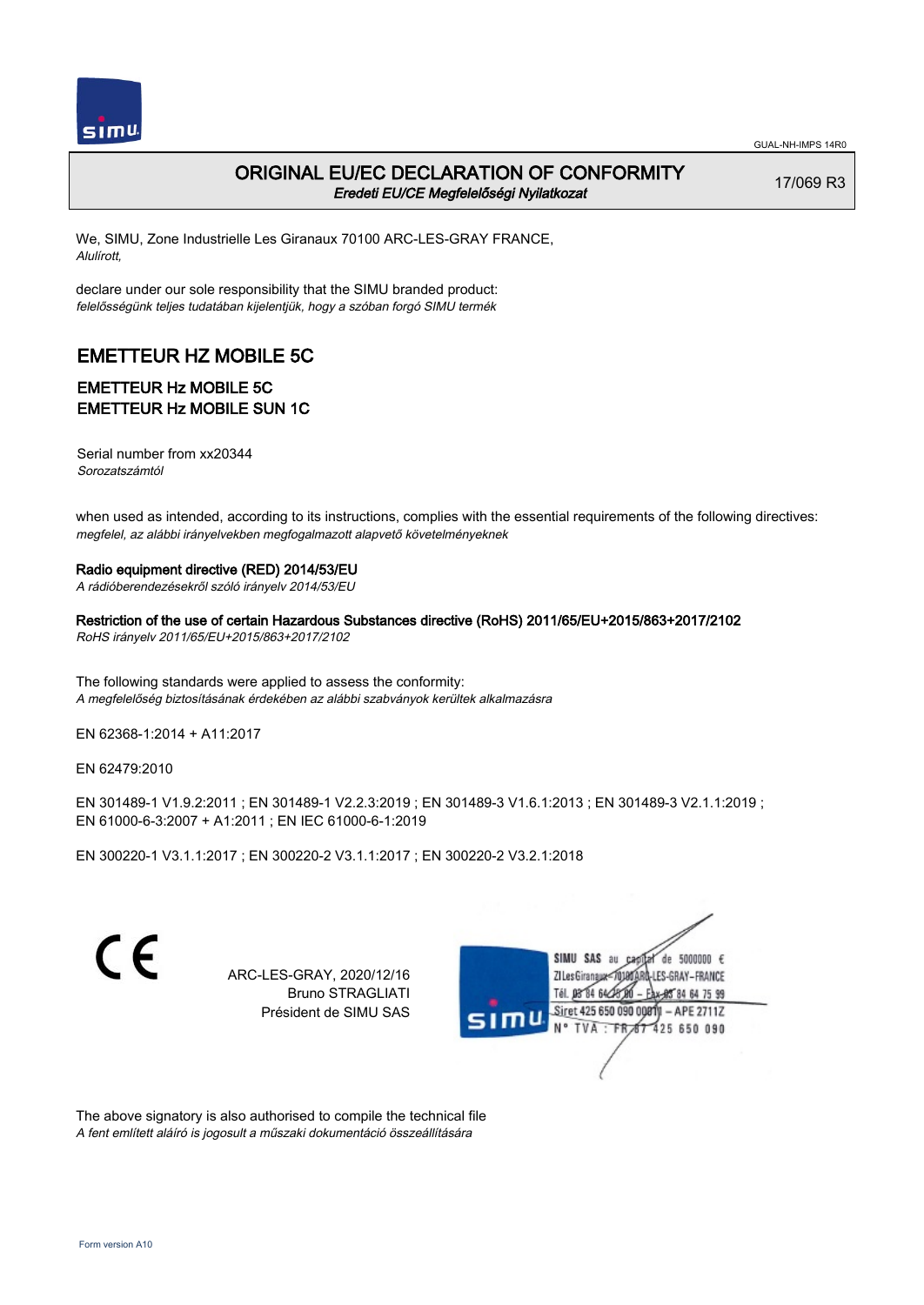# ORIGINAL EU/EC DECLARATION OF CONFORMITY

*Eredeti EU/CE Megfelelőségi Nyilatkozat*

17/069 R3

We, SIMU, Zone Industrielle Les Giranaux 70100 ARC-LES-GRAY FRANCE,
*Alulírott,*

declare under our sole responsibility that the SIMU branded product:
*felelősségünk teljes tudatában kijelentjük, hogy a szóban forgó SIMU termék*

## EMETTEUR HZ MOBILE 5C

### EMETTEUR Hz MOBILE 5C
### EMETTEUR Hz MOBILE SUN 1C

Serial number from xx20344
*Sorozatszámtól*

when used as intended, according to its instructions, complies with the essential requirements of the following directives:
*megfelel, az alábbi irányelvekben megfogalmazott alapvető követelményeknek*

**Radio equipment directive (RED) 2014/53/EU**
*A rádióberendezésekről szóló irányelv 2014/53/EU*

**Restriction of the use of certain Hazardous Substances directive (RoHS) 2011/65/EU+2015/863+2017/2102**
*RoHS irányelv 2011/65/EU+2015/863+2017/2102*

The following standards were applied to assess the conformity:
*A megfelelőség biztosításának érdekében az alábbi szabványok kerültek alkalmazásra*

EN 62368-1:2014 + A11:2017

EN 62479:2010

EN 301489-1 V1.9.2:2011 ; EN 301489-1 V2.2.3:2019 ; EN 301489-3 V1.6.1:2013 ; EN 301489-3 V2.1.1:2019 ;
EN 61000-6-3:2007 + A1:2011 ; EN IEC 61000-6-1:2019

EN 300220-1 V3.1.1:2017 ; EN 300220-2 V3.1.1:2017 ; EN 300220-2 V3.2.1:2018

ARC-LES-GRAY, 2020/12/16
Bruno STRAGLIATI
Président de SIMU SAS

SIMU SAS au capital de 5000000 €
ZI Les Giranaux 70100 ARC-LES-GRAY-FRANCE
Tél. 03 84 64 75 00 – Fax 03 84 64 75 99
Siret 425 650 090 00011 – APE 2711Z
N° TVA : FR 67 425 650 090

The above signatory is also authorised to compile the technical file
*A fent említett aláíró is jogosult a műszaki dokumentáció összeállítására*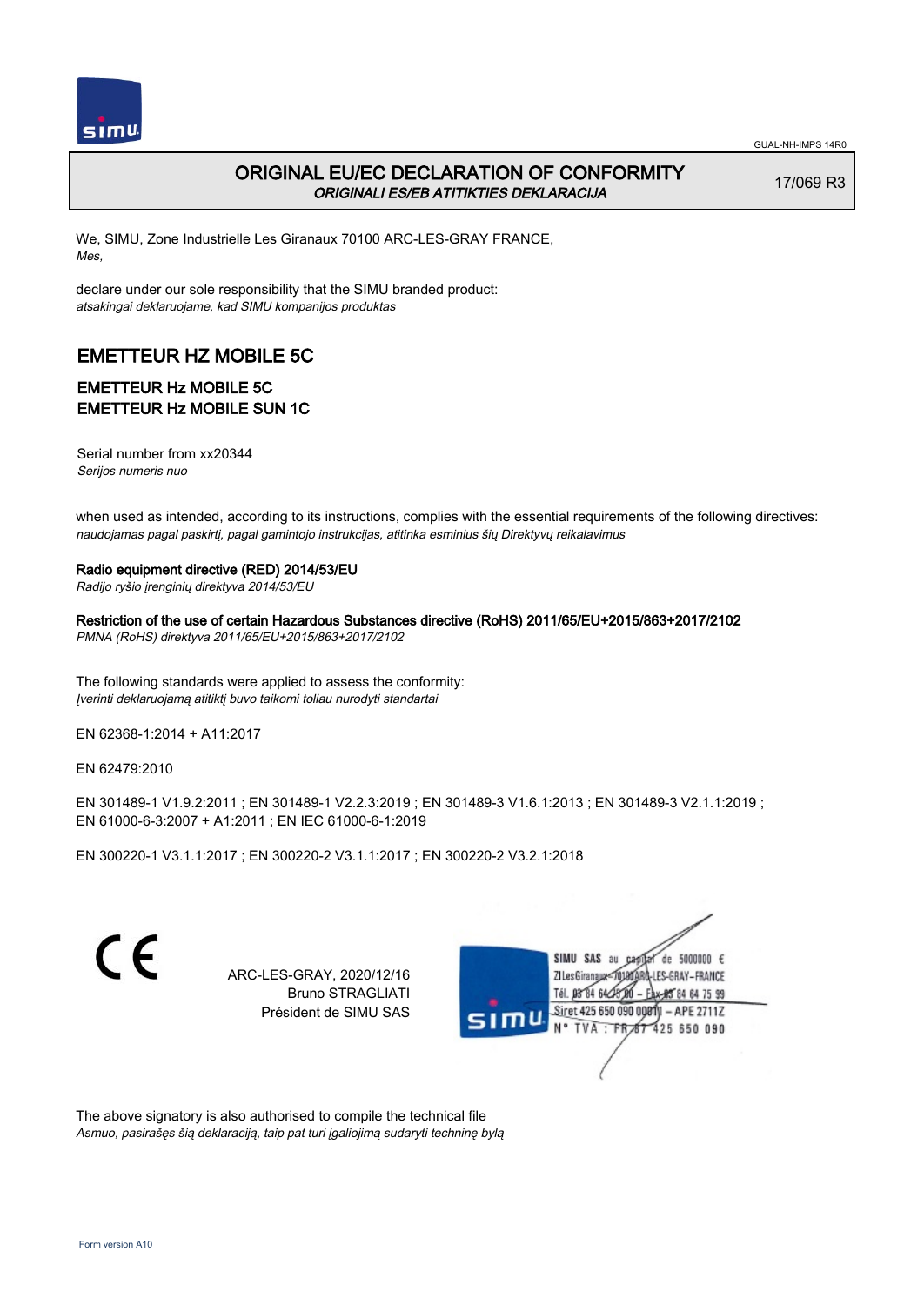# ORIGINAL EU/EC DECLARATION OF CONFORMITY

*ORIGINALI ES/EB ATITIKTIES DEKLARACIJA*

17/069 R3

We, SIMU, Zone Industrielle Les Giranaux 70100 ARC-LES-GRAY FRANCE,
*Mes,*

declare under our sole responsibility that the SIMU branded product:
*atsakingai deklaruojame, kad SIMU kompanijos produktas*

## EMETTEUR HZ MOBILE 5C

### EMETTEUR Hz MOBILE 5C
### EMETTEUR Hz MOBILE SUN 1C

Serial number from xx20344
*Serijos numeris nuo*

when used as intended, according to its instructions, complies with the essential requirements of the following directives:
*naudojamas pagal paskirtį, pagal gamintojo instrukcijas, atitinka esminius šių Direktyvų reikalavimus*

**Radio equipment directive (RED) 2014/53/EU**
*Radijo ryšio įrenginių direktyva 2014/53/EU*

**Restriction of the use of certain Hazardous Substances directive (RoHS) 2011/65/EU+2015/863+2017/2102**
*PMNA (RoHS) direktyva 2011/65/EU+2015/863+2017/2102*

The following standards were applied to assess the conformity:
*Įverinti deklaruojamą atitiktį buvo taikomi toliau nurodyti standartai*

EN 62368-1:2014 + A11:2017

EN 62479:2010

EN 301489-1 V1.9.2:2011 ; EN 301489-1 V2.2.3:2019 ; EN 301489-3 V1.6.1:2013 ; EN 301489-3 V2.1.1:2019 ;
EN 61000-6-3:2007 + A1:2011 ; EN IEC 61000-6-1:2019

EN 300220-1 V3.1.1:2017 ; EN 300220-2 V3.1.1:2017 ; EN 300220-2 V3.2.1:2018

ARC-LES-GRAY, 2020/12/16
Bruno STRAGLIATI
Président de SIMU SAS

SIMU SAS au capital de 5000000 €
ZI Les Giranaux 70100 ARC-LES-GRAY-FRANCE
Tél. 03 84 64 75 00 – Fax 03 84 64 75 99
Siret 425 650 090 00011 – APE 2711Z
N° TVA : FR 87 425 650 090

The above signatory is also authorised to compile the technical file
*Asmuo, pasirašęs šią deklaraciją, taip pat turi įgaliojimą sudaryti techninę bylą*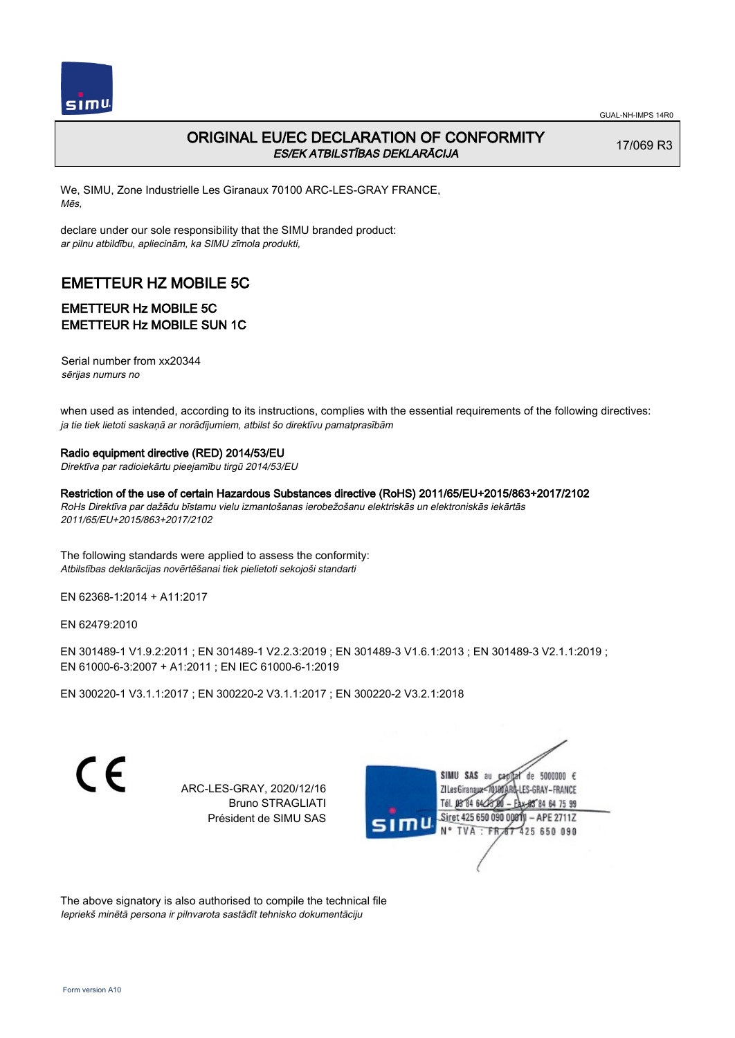# ORIGINAL EU/EC DECLARATION OF CONFORMITY

*ES/EK ATBILSTĪBAS DEKLARĀCIJA*

17/069 R3

We, SIMU, Zone Industrielle Les Giranaux 70100 ARC-LES-GRAY FRANCE,
*Mēs,*

declare under our sole responsibility that the SIMU branded product:
*ar pilnu atbildību, apliecinām, ka SIMU zīmola produkti,*

## EMETTEUR HZ MOBILE 5C

### EMETTEUR Hz MOBILE 5C
### EMETTEUR Hz MOBILE SUN 1C

Serial number from xx20344
*sērijas numurs no*

when used as intended, according to its instructions, complies with the essential requirements of the following directives:
*ja tie tiek lietoti saskaņā ar norādījumiem, atbilst šo direktīvu pamatprasībām*

**Radio equipment directive (RED) 2014/53/EU**
*Direktīva par radioiekārtu pieejamību tirgū 2014/53/EU*

**Restriction of the use of certain Hazardous Substances directive (RoHS) 2011/65/EU+2015/863+2017/2102**
*RoHs Direktīva par dažādu bīstamu vielu izmantošanas ierobežošanu elektriskās un elektroniskās iekārtās 2011/65/EU+2015/863+2017/2102*

The following standards were applied to assess the conformity:
*Atbilstības deklarācijas novērtēšanai tiek pielietoti sekojoši standarti*

EN 62368-1:2014 + A11:2017

EN 62479:2010

EN 301489-1 V1.9.2:2011 ; EN 301489-1 V2.2.3:2019 ; EN 301489-3 V1.6.1:2013 ; EN 301489-3 V2.1.1:2019 ; EN 61000-6-3:2007 + A1:2011 ; EN IEC 61000-6-1:2019

EN 300220-1 V3.1.1:2017 ; EN 300220-2 V3.1.1:2017 ; EN 300220-2 V3.2.1:2018

ARC-LES-GRAY, 2020/12/16
Bruno STRAGLIATI
Président de SIMU SAS

SIMU SAS au capital de 5000000 €
ZI Les Giranaux 70100 ARC-LES-GRAY-FRANCE
Tél. 03 84 64 75 00 – Fax 03 84 64 75 99
Siret 425 650 090 00011 – APE 2711Z
N° TVA : FR 87 425 650 090

The above signatory is also authorised to compile the technical file
*Iepriekš minētā persona ir pilnvarota sastādīt tehnisko dokumentāciju*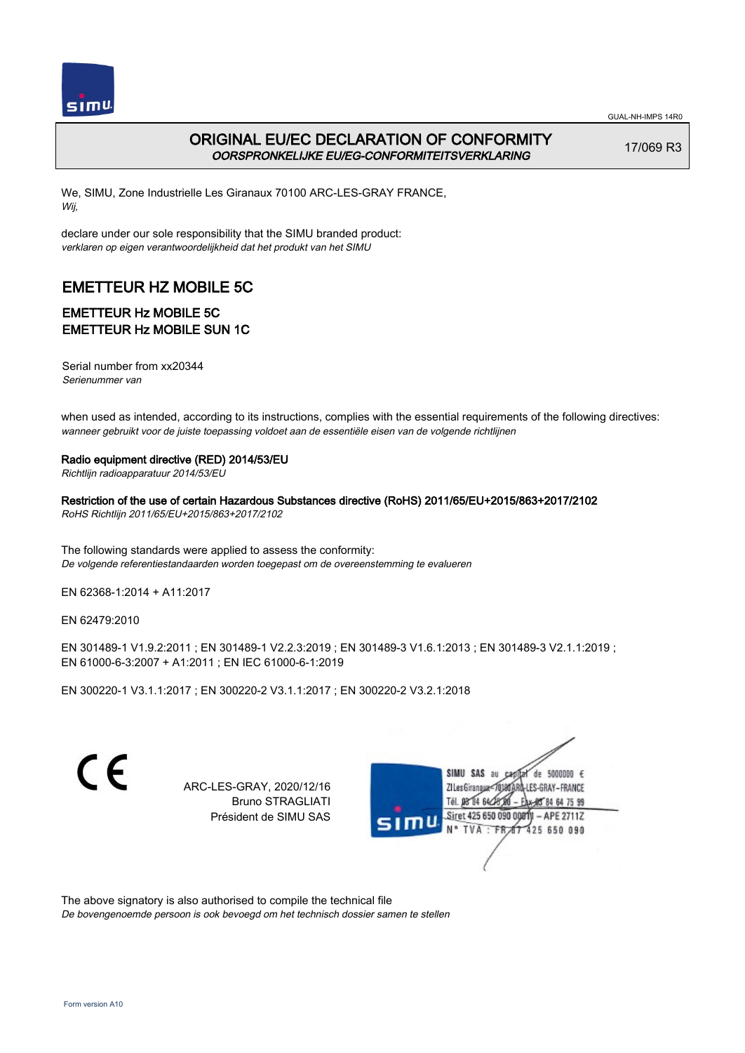GUAL-NH-IMPS 14R0

# ORIGINAL EU/EC DECLARATION OF CONFORMITY

*OORSPRONKELIJKE EU/EG-CONFORMITEITSVERKLARING*

17/069 R3

We, SIMU, Zone Industrielle Les Giranaux 70100 ARC-LES-GRAY FRANCE,
*Wij,*

declare under our sole responsibility that the SIMU branded product:
*verklaren op eigen verantwoordelijkheid dat het produkt van het SIMU*

## EMETTEUR HZ MOBILE 5C

### EMETTEUR Hz MOBILE 5C
### EMETTEUR Hz MOBILE SUN 1C

Serial number from xx20344
*Serienummer van*

when used as intended, according to its instructions, complies with the essential requirements of the following directives:
*wanneer gebruikt voor de juiste toepassing voldoet aan de essentiële eisen van de volgende richtlijnen*

**Radio equipment directive (RED) 2014/53/EU**
*Richtlijn radioapparatuur 2014/53/EU*

**Restriction of the use of certain Hazardous Substances directive (RoHS) 2011/65/EU+2015/863+2017/2102**
*RoHS Richtlijn 2011/65/EU+2015/863+2017/2102*

The following standards were applied to assess the conformity:
*De volgende referentiestandaarden worden toegepast om de overeenstemming te evalueren*

EN 62368-1:2014 + A11:2017

EN 62479:2010

EN 301489-1 V1.9.2:2011 ; EN 301489-1 V2.2.3:2019 ; EN 301489-3 V1.6.1:2013 ; EN 301489-3 V2.1.1:2019 ;
EN 61000-6-3:2007 + A1:2011 ; EN IEC 61000-6-1:2019

EN 300220-1 V3.1.1:2017 ; EN 300220-2 V3.1.1:2017 ; EN 300220-2 V3.2.1:2018

CE

ARC-LES-GRAY, 2020/12/16
Bruno STRAGLIATI
Président de SIMU SAS

SIMU SAS au capital de 5000000 €
ZI Les Giranaux 70100 ARC-LES-GRAY-FRANCE
Tél. 03 84 64 75 00 – Fax 03 84 64 75 99
Siret 425 650 090 00011 – APE 2711Z
N° TVA : FR 87 425 650 090

The above signatory is also authorised to compile the technical file
*De bovengenoemde persoon is ook bevoegd om het technisch dossier samen te stellen*

Form version A10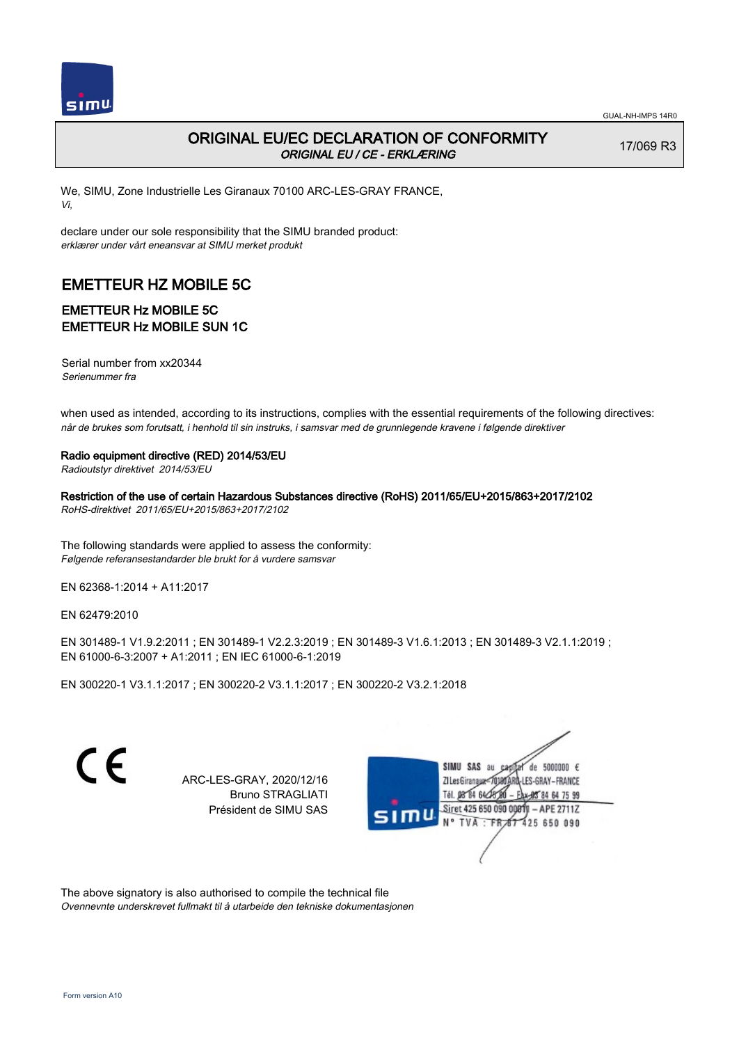GUAL-NH-IMPS 14R0

# ORIGINAL EU/EC DECLARATION OF CONFORMITY

*ORIGINAL EU / CE - ERKLÆRING*

17/069 R3

We, SIMU, Zone Industrielle Les Giranaux 70100 ARC-LES-GRAY FRANCE,
*Vi,*

declare under our sole responsibility that the SIMU branded product:
*erklærer under vårt eneansvar at SIMU merket produkt*

## EMETTEUR HZ MOBILE 5C

### EMETTEUR Hz MOBILE 5C
### EMETTEUR Hz MOBILE SUN 1C

Serial number from xx20344
*Serienummer fra*

when used as intended, according to its instructions, complies with the essential requirements of the following directives:
*når de brukes som forutsatt, i henhold til sin instruks, i samsvar med de grunnlegende kravene i følgende direktiver*

**Radio equipment directive (RED) 2014/53/EU**
*Radioutstyr direktivet 2014/53/EU*

**Restriction of the use of certain Hazardous Substances directive (RoHS) 2011/65/EU+2015/863+2017/2102**
*RoHS-direktivet 2011/65/EU+2015/863+2017/2102*

The following standards were applied to assess the conformity:
*Følgende referansestandarder ble brukt for å vurdere samsvar*

EN 62368-1:2014 + A11:2017

EN 62479:2010

EN 301489-1 V1.9.2:2011 ; EN 301489-1 V2.2.3:2019 ; EN 301489-3 V1.6.1:2013 ; EN 301489-3 V2.1.1:2019 ;
EN 61000-6-3:2007 + A1:2011 ; EN IEC 61000-6-1:2019

EN 300220-1 V3.1.1:2017 ; EN 300220-2 V3.1.1:2017 ; EN 300220-2 V3.2.1:2018

CE

ARC-LES-GRAY, 2020/12/16
Bruno STRAGLIATI
Président de SIMU SAS

SIMU SAS au capital de 5000000 €
ZI Les Giranaux 70100 ARC-LES-GRAY-FRANCE
Tél. 03 84 64 75 00 – Fax 03 84 64 75 99
Siret 425 650 090 00011 – APE 2711Z
N° TVA : FR 87 425 650 090

The above signatory is also authorised to compile the technical file
*Ovennevnte underskrevet fullmakt til å utarbeide den tekniske dokumentasjonen*

Form version A10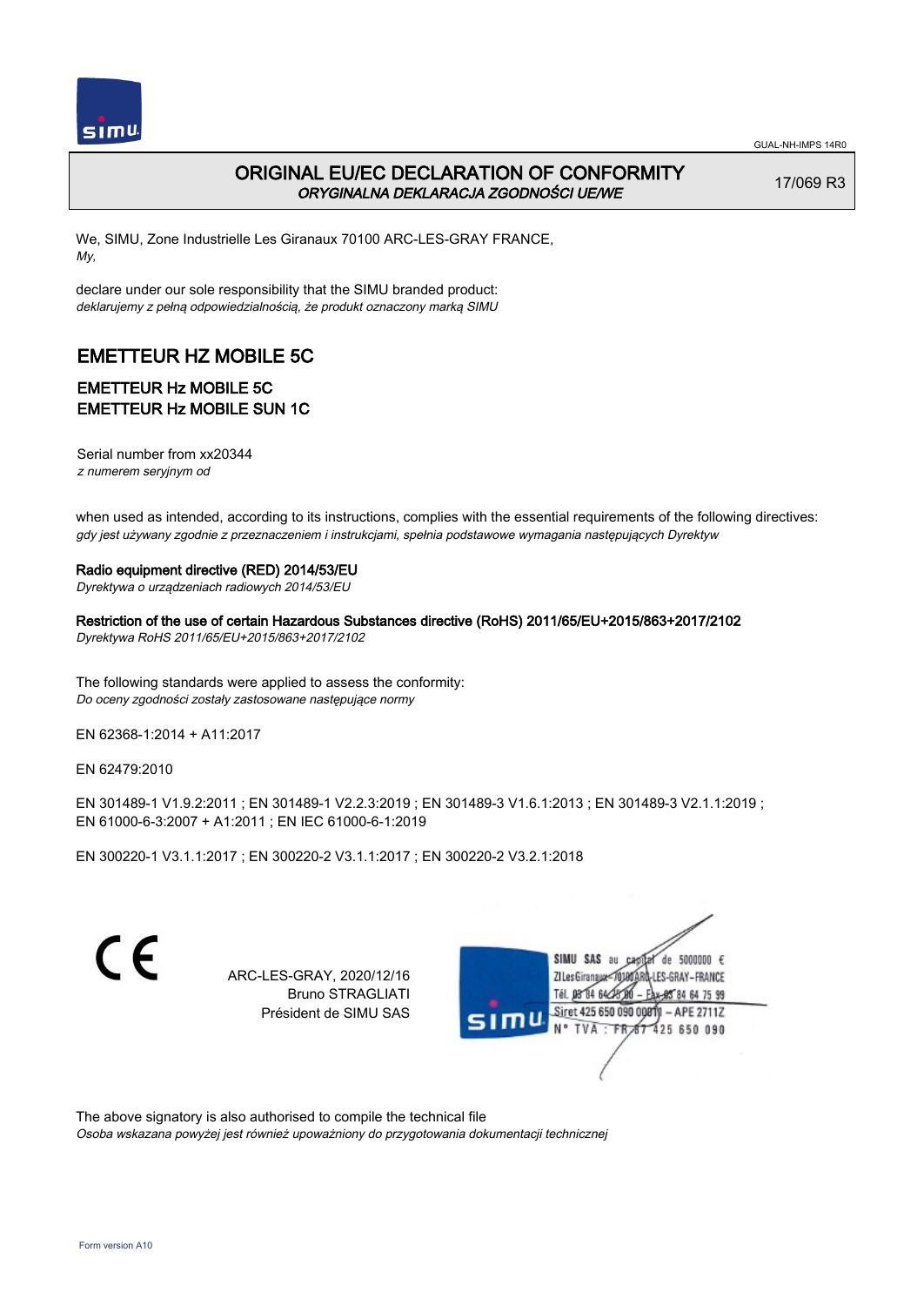# ORIGINAL EU/EC DECLARATION OF CONFORMITY

*ORYGINALNA DEKLARACJA ZGODNOŚCI UE/WE*

17/069 R3

We, SIMU, Zone Industrielle Les Giranaux 70100 ARC-LES-GRAY FRANCE,
*My,*

declare under our sole responsibility that the SIMU branded product:
*deklarujemy z pełną odpowiedzialnością, że produkt oznaczony marką SIMU*

## EMETTEUR HZ MOBILE 5C

### EMETTEUR Hz MOBILE 5C
### EMETTEUR Hz MOBILE SUN 1C

Serial number from xx20344
*z numerem seryjnym od*

when used as intended, according to its instructions, complies with the essential requirements of the following directives:
*gdy jest używany zgodnie z przeznaczeniem i instrukcjami, spełnia podstawowe wymagania następujących Dyrektyw*

**Radio equipment directive (RED) 2014/53/EU**
*Dyrektywa o urządzeniach radiowych 2014/53/EU*

**Restriction of the use of certain Hazardous Substances directive (RoHS) 2011/65/EU+2015/863+2017/2102**
*Dyrektywa RoHS 2011/65/EU+2015/863+2017/2102*

The following standards were applied to assess the conformity:
*Do oceny zgodności zostały zastosowane następujące normy*

EN 62368-1:2014 + A11:2017

EN 62479:2010

EN 301489-1 V1.9.2:2011 ; EN 301489-1 V2.2.3:2019 ; EN 301489-3 V1.6.1:2013 ; EN 301489-3 V2.1.1:2019 ;
EN 61000-6-3:2007 + A1:2011 ; EN IEC 61000-6-1:2019

EN 300220-1 V3.1.1:2017 ; EN 300220-2 V3.1.1:2017 ; EN 300220-2 V3.2.1:2018

CE

ARC-LES-GRAY, 2020/12/16
Bruno STRAGLIATI
Président de SIMU SAS

SIMU SAS au capital de 5000000 €
ZI Les Giranaux 70100 ARC-LES-GRAY-FRANCE
Tél. 03 84 64 75 00 – Fax 03 84 64 75 99
Siret 425 650 090 00011 – APE 2711Z
N° TVA : FR 87 425 650 090

The above signatory is also authorised to compile the technical file
*Osoba wskazana powyżej jest również upoważniony do przygotowania dokumentacji technicznej*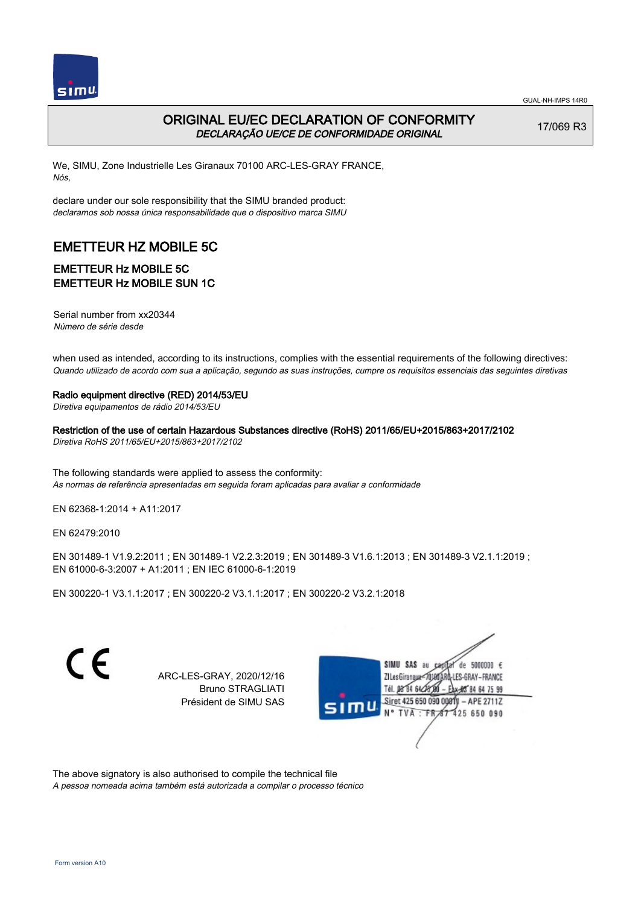GUAL-NH-IMPS 14R0

# ORIGINAL EU/EC DECLARATION OF CONFORMITY

*DECLARAÇÃO UE/CE DE CONFORMIDADE ORIGINAL*

17/069 R3

We, SIMU, Zone Industrielle Les Giranaux 70100 ARC-LES-GRAY FRANCE,
*Nós,*

declare under our sole responsibility that the SIMU branded product:
*declaramos sob nossa única responsabilidade que o dispositivo marca SIMU*

## EMETTEUR HZ MOBILE 5C

### EMETTEUR Hz MOBILE 5C
### EMETTEUR Hz MOBILE SUN 1C

Serial number from xx20344
*Número de série desde*

when used as intended, according to its instructions, complies with the essential requirements of the following directives:
*Quando utilizado de acordo com sua a aplicação, segundo as suas instruções, cumpre os requisitos essenciais das seguintes diretivas*

**Radio equipment directive (RED) 2014/53/EU**
*Diretiva equipamentos de rádio 2014/53/EU*

**Restriction of the use of certain Hazardous Substances directive (RoHS) 2011/65/EU+2015/863+2017/2102**
*Diretiva RoHS 2011/65/EU+2015/863+2017/2102*

The following standards were applied to assess the conformity:
*As normas de referência apresentadas em seguida foram aplicadas para avaliar a conformidade*

EN 62368-1:2014 + A11:2017

EN 62479:2010

EN 301489-1 V1.9.2:2011 ; EN 301489-1 V2.2.3:2019 ; EN 301489-3 V1.6.1:2013 ; EN 301489-3 V2.1.1:2019 ;
EN 61000-6-3:2007 + A1:2011 ; EN IEC 61000-6-1:2019

EN 300220-1 V3.1.1:2017 ; EN 300220-2 V3.1.1:2017 ; EN 300220-2 V3.2.1:2018

CE

ARC-LES-GRAY, 2020/12/16
Bruno STRAGLIATI
Président de SIMU SAS

SIMU SAS au capital de 5000000 €
ZI Les Giranaux 70100 ARC-LES-GRAY-FRANCE
Tél. 03 84 64 75 00 – Fax 03 84 64 75 99
Siret 425 650 090 00011 – APE 2711Z
N° TVA : FR 87 425 650 090

The above signatory is also authorised to compile the technical file
*A pessoa nomeada acima também está autorizada a compilar o processo técnico*

Form version A10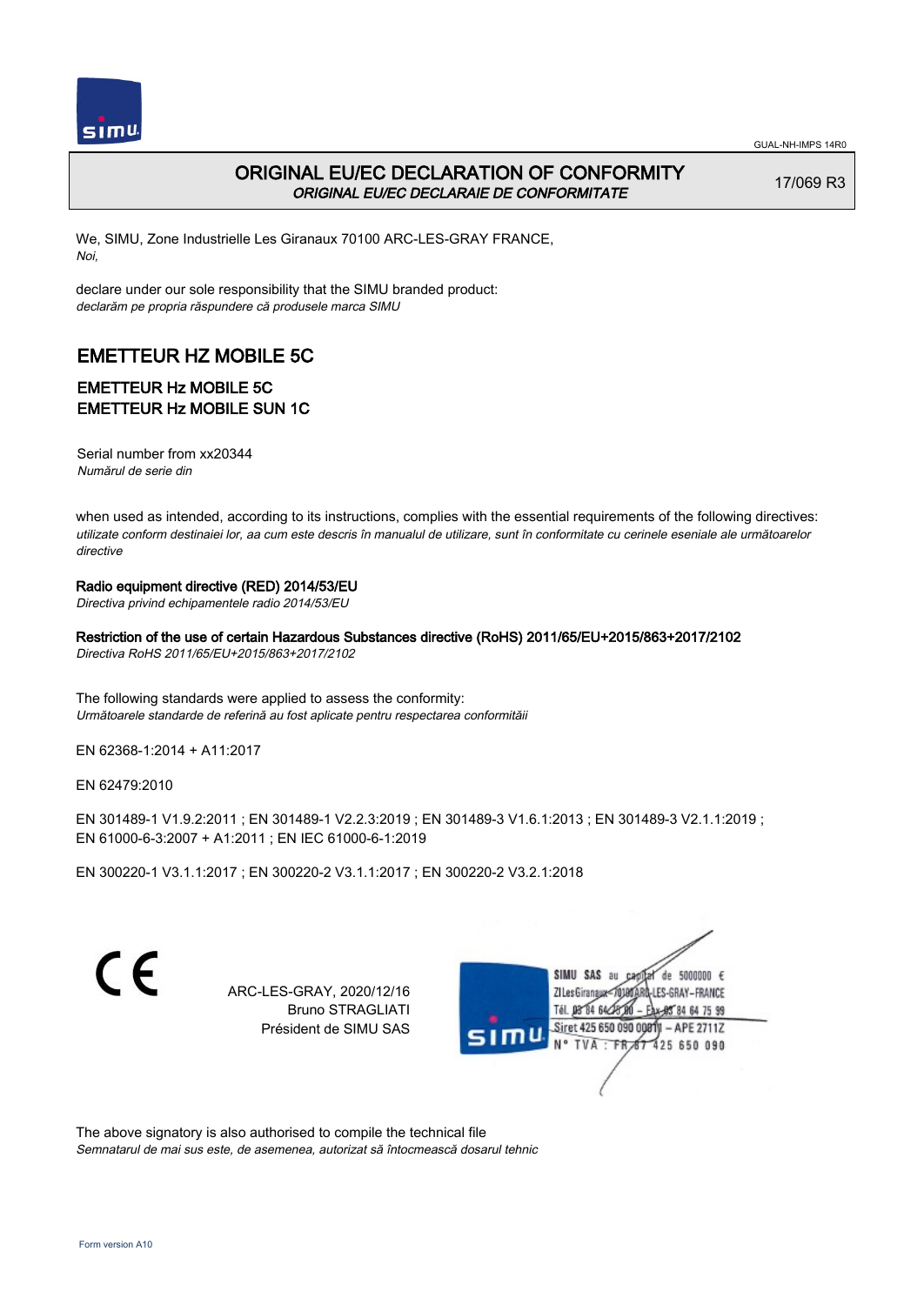GUAL-NH-IMPS 14R0

# ORIGINAL EU/EC DECLARATION OF CONFORMITY

*ORIGINAL EU/EC DECLARAIE DE CONFORMITATE*

17/069 R3

We, SIMU, Zone Industrielle Les Giranaux 70100 ARC-LES-GRAY FRANCE,
*Noi,*

declare under our sole responsibility that the SIMU branded product:
*declarăm pe propria răspundere că produsele marca SIMU*

## EMETTEUR HZ MOBILE 5C

### EMETTEUR Hz MOBILE 5C
### EMETTEUR Hz MOBILE SUN 1C

Serial number from xx20344
*Numărul de serie din*

when used as intended, according to its instructions, complies with the essential requirements of the following directives:
*utilizate conform destinaiei lor, aa cum este descris în manualul de utilizare, sunt în conformitate cu cerinele esenale ale următoarelor directive*

**Radio equipment directive (RED) 2014/53/EU**
*Directiva privind echipamentele radio 2014/53/EU*

**Restriction of the use of certain Hazardous Substances directive (RoHS) 2011/65/EU+2015/863+2017/2102**
*Directiva RoHS 2011/65/EU+2015/863+2017/2102*

The following standards were applied to assess the conformity:
*Următoarele standarde de referină au fost aplicate pentru respectarea conformităii*

EN 62368-1:2014 + A11:2017

EN 62479:2010

EN 301489-1 V1.9.2:2011 ; EN 301489-1 V2.2.3:2019 ; EN 301489-3 V1.6.1:2013 ; EN 301489-3 V2.1.1:2019 ; EN 61000-6-3:2007 + A1:2011 ; EN IEC 61000-6-1:2019

EN 300220-1 V3.1.1:2017 ; EN 300220-2 V3.1.1:2017 ; EN 300220-2 V3.2.1:2018

CE

ARC-LES-GRAY, 2020/12/16
Bruno STRAGLIATI
Président de SIMU SAS

SIMU SAS au capital de 5000000 €
ZI Les Giranaux 70100 ARC-LES-GRAY – FRANCE
Tél. 03 84 64 75 00 – Fax 03 84 64 75 99
Siret 425 650 090 00011 – APE 2711Z
N° TVA : FR 87 425 650 090

The above signatory is also authorised to compile the technical file
*Semnatarul de mai sus este, de asemenea, autorizat să întocmească dosarul tehnic*

Form version A10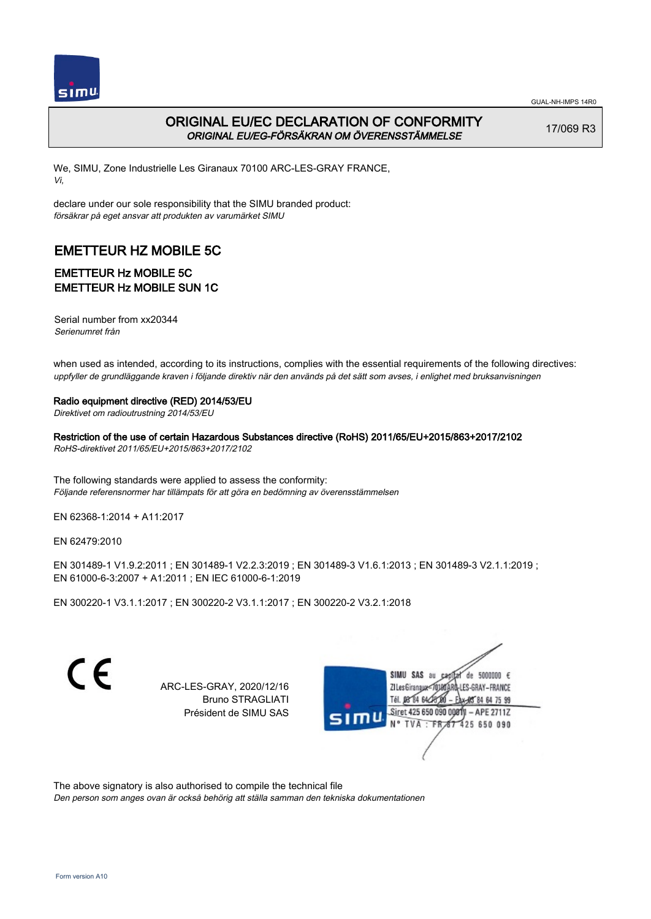# ORIGINAL EU/EC DECLARATION OF CONFORMITY

*ORIGINAL EU/EG-FÖRSÄKRAN OM ÖVERENSSTÄMMELSE*

17/069 R3

We, SIMU, Zone Industrielle Les Giranaux 70100 ARC-LES-GRAY FRANCE,
*Vi,*

declare under our sole responsibility that the SIMU branded product:
*försäkrar på eget ansvar att produkten av varumärket SIMU*

## EMETTEUR HZ MOBILE 5C

### EMETTEUR Hz MOBILE 5C
### EMETTEUR Hz MOBILE SUN 1C

Serial number from xx20344
*Serienumret från*

when used as intended, according to its instructions, complies with the essential requirements of the following directives:
*uppfyller de grundläggande kraven i följande direktiv när den används på det sätt som avses, i enlighet med bruksanvisningen*

**Radio equipment directive (RED) 2014/53/EU**
*Direktivet om radioutrustning 2014/53/EU*

**Restriction of the use of certain Hazardous Substances directive (RoHS) 2011/65/EU+2015/863+2017/2102**
*RoHS-direktivet 2011/65/EU+2015/863+2017/2102*

The following standards were applied to assess the conformity:
*Följande referensnormer har tillämpats för att göra en bedömning av överensstämmelsen*

EN 62368-1:2014 + A11:2017

EN 62479:2010

EN 301489-1 V1.9.2:2011 ; EN 301489-1 V2.2.3:2019 ; EN 301489-3 V1.6.1:2013 ; EN 301489-3 V2.1.1:2019 ;
EN 61000-6-3:2007 + A1:2011 ; EN IEC 61000-6-1:2019

EN 300220-1 V3.1.1:2017 ; EN 300220-2 V3.1.1:2017 ; EN 300220-2 V3.2.1:2018

CE

ARC-LES-GRAY, 2020/12/16
Bruno STRAGLIATI
Président de SIMU SAS

SIMU SAS au capital de 5000000 €
ZI Les Giranaux 70100 ARC-LES-GRAY-FRANCE
Tél. 03 84 64 75 00 – Fax 03 84 64 75 99
Siret 425 650 090 00011 – APE 2711Z
N° TVA : FR 87 425 650 090

The above signatory is also authorised to compile the technical file
*Den person som anges ovan är också behörig att ställa samman den tekniska dokumentationen*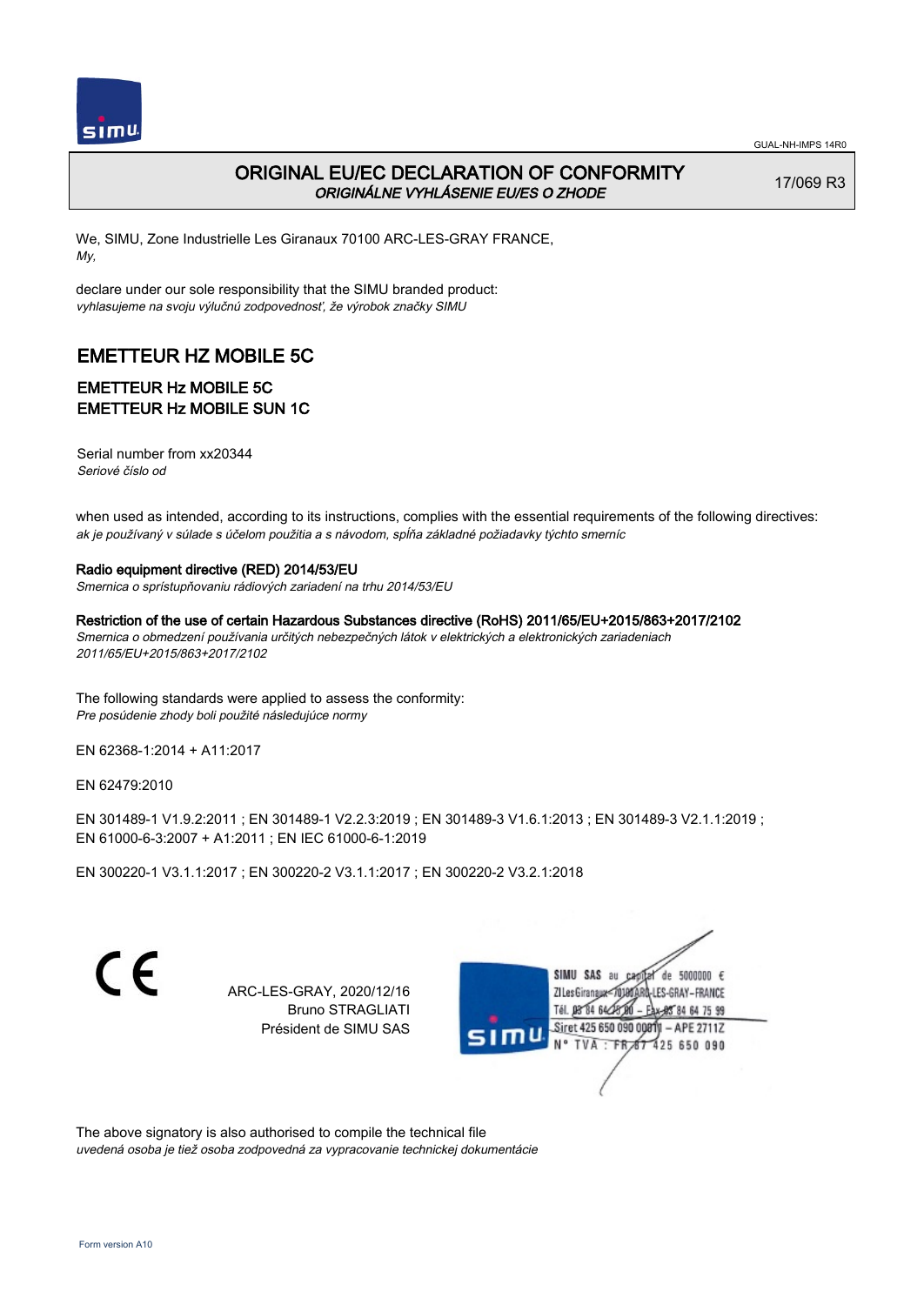GUAL-NH-IMPS 14R0

# ORIGINAL EU/EC DECLARATION OF CONFORMITY
*ORIGINÁLNE VYHLÁSENIE EU/ES O ZHODE*

17/069 R3

We, SIMU, Zone Industrielle Les Giranaux 70100 ARC-LES-GRAY FRANCE,
*My,*

declare under our sole responsibility that the SIMU branded product:
*vyhlasujeme na svoju výlučnú zodpovednosť, že výrobok značky SIMU*

## EMETTEUR HZ MOBILE 5C

### EMETTEUR Hz MOBILE 5C
### EMETTEUR Hz MOBILE SUN 1C

Serial number from xx20344
*Seriové číslo od*

when used as intended, according to its instructions, complies with the essential requirements of the following directives:
*ak je používaný v súlade s účelom použitia a s návodom, spĺňa základné požiadavky týchto smerníc*

**Radio equipment directive (RED) 2014/53/EU**
*Smernica o sprístupňovaniu rádiových zariadení na trhu 2014/53/EU*

**Restriction of the use of certain Hazardous Substances directive (RoHS) 2011/65/EU+2015/863+2017/2102**
*Smernica o obmedzení používania určitých nebezpečných látok v elektrických a elektronických zariadeniach 2011/65/EU+2015/863+2017/2102*

The following standards were applied to assess the conformity:
*Pre posúdenie zhody boli použité následujúce normy*

EN 62368-1:2014 + A11:2017

EN 62479:2010

EN 301489-1 V1.9.2:2011 ; EN 301489-1 V2.2.3:2019 ; EN 301489-3 V1.6.1:2013 ; EN 301489-3 V2.1.1:2019 ; EN 61000-6-3:2007 + A1:2011 ; EN IEC 61000-6-1:2019

EN 300220-1 V3.1.1:2017 ; EN 300220-2 V3.1.1:2017 ; EN 300220-2 V3.2.1:2018

CE

ARC-LES-GRAY, 2020/12/16
Bruno STRAGLIATI
Président de SIMU SAS

SIMU SAS au capital de 5000000 €
ZI Les Giranaux 70100 ARC-LES-GRAY – FRANCE
Tél. 03 84 64 75 00 – Fax 03 84 64 75 99
Siret 425 650 090 00011 – APE 2711Z
N° TVA : FR 87 425 650 090

The above signatory is also authorised to compile the technical file
*uvedená osoba je tiež osoba zodpovedná za vypracovanie technickej dokumentácie*

Form version A10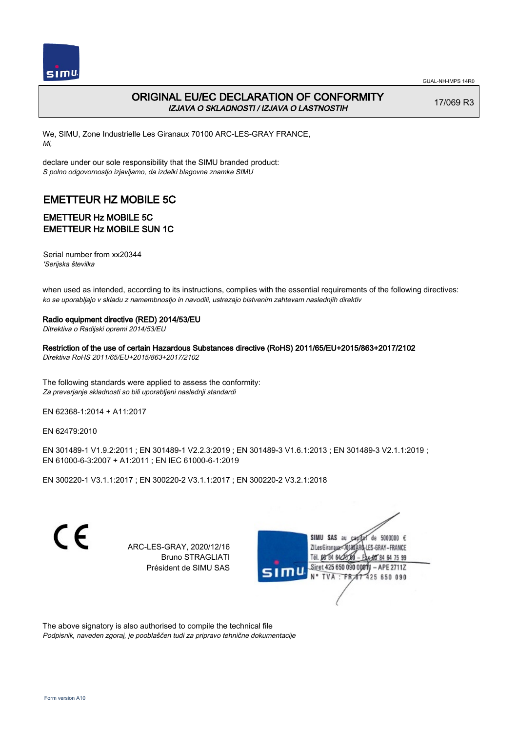GUAL-NH-IMPS 14R0

# ORIGINAL EU/EC DECLARATION OF CONFORMITY

*IZJAVA O SKLADNOSTI / IZJAVA O LASTNOSTIH*

17/069 R3

We, SIMU, Zone Industrielle Les Giranaux 70100 ARC-LES-GRAY FRANCE,
*Mi,*

declare under our sole responsibility that the SIMU branded product:
*S polno odgovornostjo izjavljamo, da izdelki blagovne znamke SIMU*

## EMETTEUR HZ MOBILE 5C

### EMETTEUR Hz MOBILE 5C
### EMETTEUR Hz MOBILE SUN 1C

Serial number from xx20344
*'Serijska številka*

when used as intended, according to its instructions, complies with the essential requirements of the following directives:
*ko se uporabljajo v skladu z namembnostjo in navodili, ustrezajo bistvenim zahtevam naslednjih direktiv*

**Radio equipment directive (RED) 2014/53/EU**
*Ditrektiva o Radijski opremi 2014/53/EU*

**Restriction of the use of certain Hazardous Substances directive (RoHS) 2011/65/EU+2015/863+2017/2102**
*Direktiva RoHS 2011/65/EU+2015/863+2017/2102*

The following standards were applied to assess the conformity:
*Za preverjanje skladnosti so bili uporabljeni naslednji standardi*

EN 62368-1:2014 + A11:2017

EN 62479:2010

EN 301489-1 V1.9.2:2011 ; EN 301489-1 V2.2.3:2019 ; EN 301489-3 V1.6.1:2013 ; EN 301489-3 V2.1.1:2019 ;
EN 61000-6-3:2007 + A1:2011 ; EN IEC 61000-6-1:2019

EN 300220-1 V3.1.1:2017 ; EN 300220-2 V3.1.1:2017 ; EN 300220-2 V3.2.1:2018

CE

ARC-LES-GRAY, 2020/12/16
Bruno STRAGLIATI
Président de SIMU SAS

SIMU SAS au capital de 5000000 €
ZI Les Giranaux 70100 ARC-LES-GRAY-FRANCE
Tél. 03 84 64 75 00 – Fax 03 84 64 75 99
Siret 425 650 090 00011 – APE 2711Z
N° TVA : FR 87 425 650 090

The above signatory is also authorised to compile the technical file
*Podpisnik, naveden zgoraj, je pooblaščen tudi za pripravo tehnične dokumentacije*

Form version A10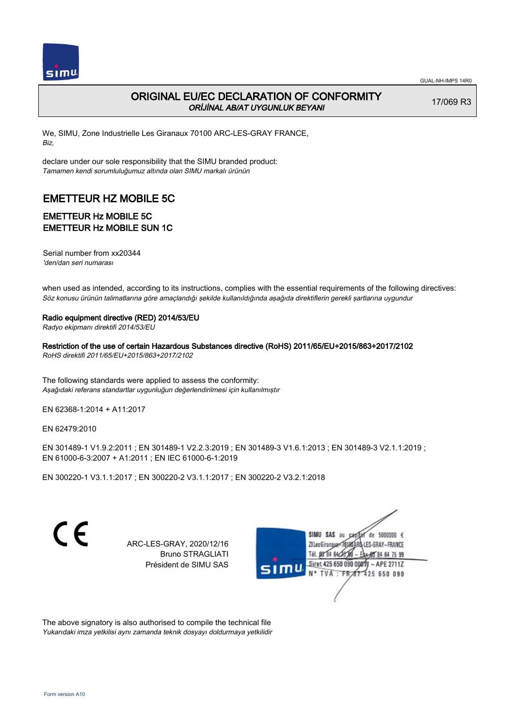# ORIGINAL EU/EC DECLARATION OF CONFORMITY

*ORİJİNAL AB/AT UYGUNLUK BEYANI*

17/069 R3

We, SIMU, Zone Industrielle Les Giranaux 70100 ARC-LES-GRAY FRANCE,
*Biz,*

declare under our sole responsibility that the SIMU branded product:
*Tamamen kendi sorumluluğumuz altında olan SIMU markalı ürünün*

## EMETTEUR HZ MOBILE 5C

### EMETTEUR Hz MOBILE 5C
### EMETTEUR Hz MOBILE SUN 1C

Serial number from xx20344
*'den/dan seri numarası*

when used as intended, according to its instructions, complies with the essential requirements of the following directives:
*Söz konusu ürünün talimatlarına göre amaçlandığı şekilde kullanıldığında aşağıda direktiflerin gerekli şartlarına uygundur*

**Radio equipment directive (RED) 2014/53/EU**
*Radyo ekipmanı direktifi 2014/53/EU*

**Restriction of the use of certain Hazardous Substances directive (RoHS) 2011/65/EU+2015/863+2017/2102**
*RoHS direktifi 2011/65/EU+2015/863+2017/2102*

The following standards were applied to assess the conformity:
*Aşağıdaki referans standartlar uygunluğun değerlendirilmesi için kullanılmıştır*

EN 62368-1:2014 + A11:2017

EN 62479:2010

EN 301489-1 V1.9.2:2011 ; EN 301489-1 V2.2.3:2019 ; EN 301489-3 V1.6.1:2013 ; EN 301489-3 V2.1.1:2019 ;
EN 61000-6-3:2007 + A1:2011 ; EN IEC 61000-6-1:2019

EN 300220-1 V3.1.1:2017 ; EN 300220-2 V3.1.1:2017 ; EN 300220-2 V3.2.1:2018

CE

ARC-LES-GRAY, 2020/12/16
Bruno STRAGLIATI
Président de SIMU SAS

SIMU SAS au capital de 5000000 €
ZI Les Giranaux 70100 ARC-LES-GRAY-FRANCE
Tél. 03 84 64 75 00 – Fax 03 84 64 75 99
Siret 425 650 090 00011 – APE 2711Z
N° TVA : FR 87 425 650 090

The above signatory is also authorised to compile the technical file
*Yukarıdaki imza yetkilisi aynı zamanda teknik dosyayı doldurmaya yetkilidir*